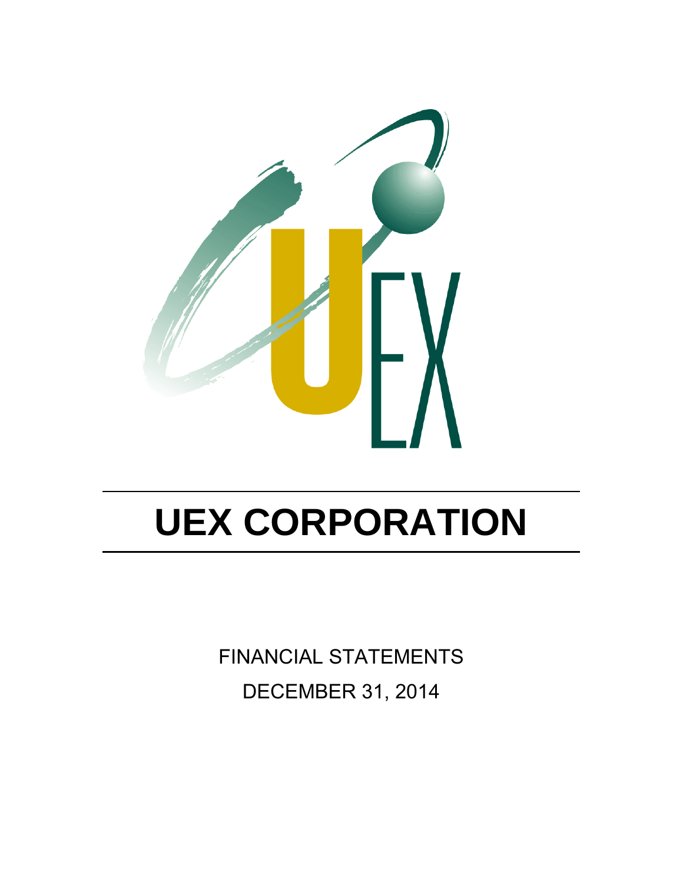# UEX CORPORATION

FINANCIAL STATEMENTS

DECEMBER 31, 2014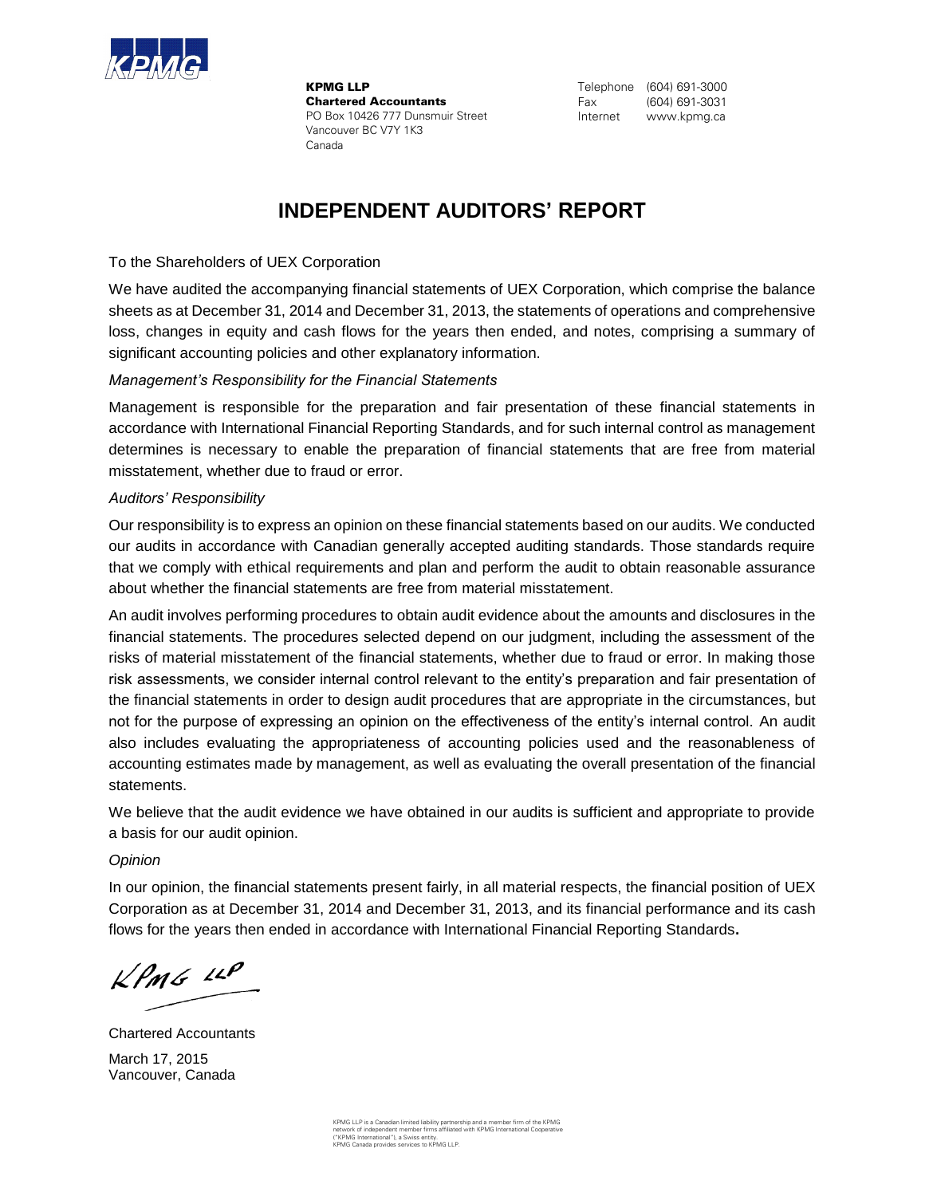**KPMG LLP**
**Chartered Accountants**
PO Box 10426 777 Dunsmuir Street
Vancouver BC V7Y 1K3
Canada

Telephone (604) 691-3000
Fax (604) 691-3031
Internet www.kpmg.ca

# INDEPENDENT AUDITORS' REPORT

To the Shareholders of UEX Corporation

We have audited the accompanying financial statements of UEX Corporation, which comprise the balance sheets as at December 31, 2014 and December 31, 2013, the statements of operations and comprehensive loss, changes in equity and cash flows for the years then ended, and notes, comprising a summary of significant accounting policies and other explanatory information.

*Management's Responsibility for the Financial Statements*

Management is responsible for the preparation and fair presentation of these financial statements in accordance with International Financial Reporting Standards, and for such internal control as management determines is necessary to enable the preparation of financial statements that are free from material misstatement, whether due to fraud or error.

*Auditors' Responsibility*

Our responsibility is to express an opinion on these financial statements based on our audits. We conducted our audits in accordance with Canadian generally accepted auditing standards. Those standards require that we comply with ethical requirements and plan and perform the audit to obtain reasonable assurance about whether the financial statements are free from material misstatement.

An audit involves performing procedures to obtain audit evidence about the amounts and disclosures in the financial statements. The procedures selected depend on our judgment, including the assessment of the risks of material misstatement of the financial statements, whether due to fraud or error. In making those risk assessments, we consider internal control relevant to the entity's preparation and fair presentation of the financial statements in order to design audit procedures that are appropriate in the circumstances, but not for the purpose of expressing an opinion on the effectiveness of the entity's internal control. An audit also includes evaluating the appropriateness of accounting policies used and the reasonableness of accounting estimates made by management, as well as evaluating the overall presentation of the financial statements.

We believe that the audit evidence we have obtained in our audits is sufficient and appropriate to provide a basis for our audit opinion.

*Opinion*

In our opinion, the financial statements present fairly, in all material respects, the financial position of UEX Corporation as at December 31, 2014 and December 31, 2013, and its financial performance and its cash flows for the years then ended in accordance with International Financial Reporting Standards.

KPMG LLP

Chartered Accountants

March 17, 2015
Vancouver, Canada

KPMG LLP is a Canadian limited liability partnership and a member firm of the KPMG network of independent member firms affiliated with KPMG International Cooperative ("KPMG International"), a Swiss entity. KPMG Canada provides services to KPMG LLP.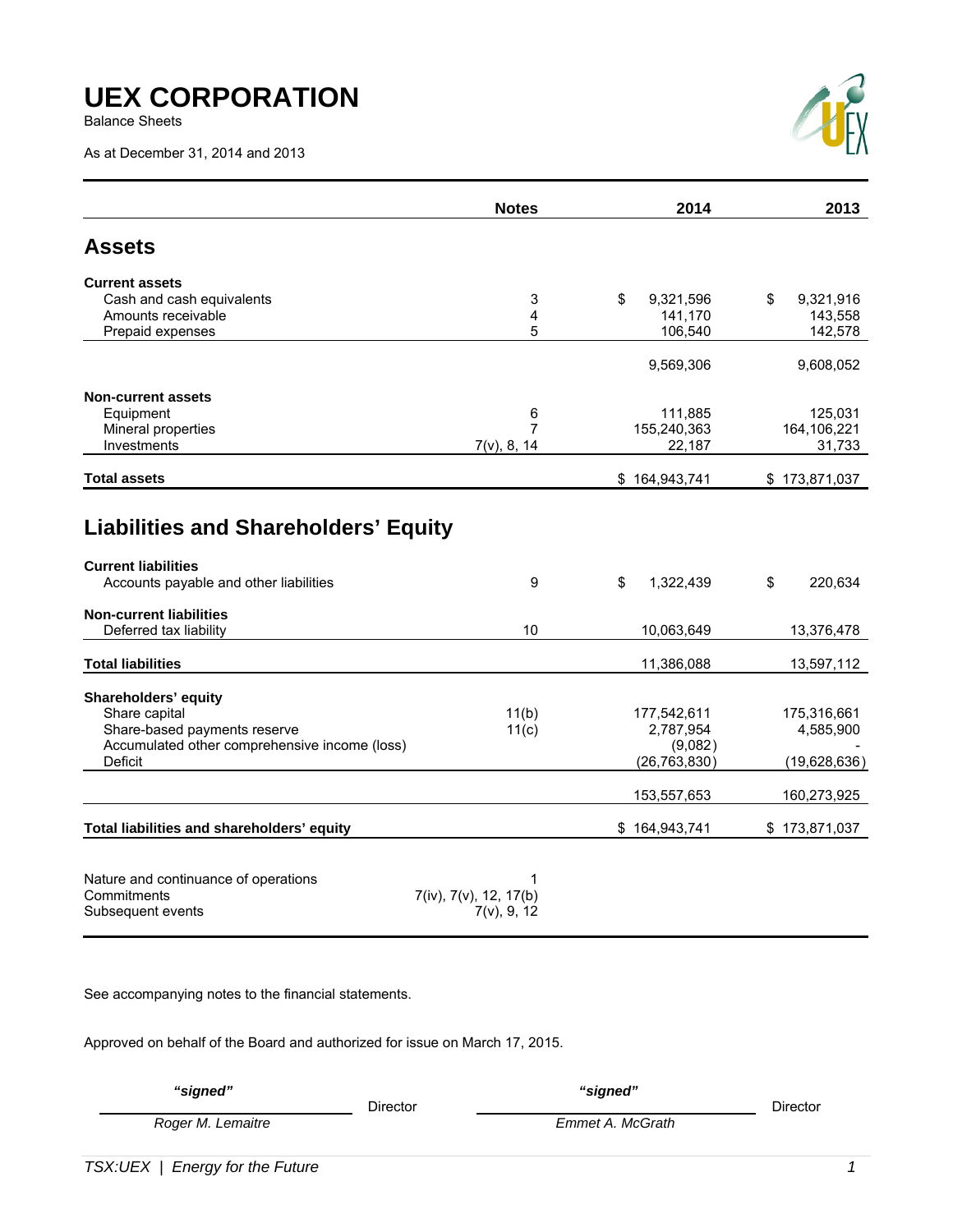# UEX CORPORATION

Balance Sheets

As at December 31, 2014 and 2013

| | Notes | 2014 | 2013 |
|---|---|---|---|
| **Assets** | | | |
| **Current assets** | | | |
| Cash and cash equivalents | 3 | $ 9,321,596 | $ 9,321,916 |
| Amounts receivable | 4 | 141,170 | 143,558 |
| Prepaid expenses | 5 | 106,540 | 142,578 |
| | | 9,569,306 | 9,608,052 |
| **Non-current assets** | | | |
| Equipment | 6 | 111,885 | 125,031 |
| Mineral properties | 7 | 155,240,363 | 164,106,221 |
| Investments | 7(v), 8, 14 | 22,187 | 31,733 |
| **Total assets** | | $ 164,943,741 | $ 173,871,037 |
| **Liabilities and Shareholders' Equity** | | | |
| **Current liabilities** | | | |
| Accounts payable and other liabilities | 9 | $ 1,322,439 | $ 220,634 |
| **Non-current liabilities** | | | |
| Deferred tax liability | 10 | 10,063,649 | 13,376,478 |
| **Total liabilities** | | 11,386,088 | 13,597,112 |
| **Shareholders' equity** | | | |
| Share capital | 11(b) | 177,542,611 | 175,316,661 |
| Share-based payments reserve | 11(c) | 2,787,954 | 4,585,900 |
| Accumulated other comprehensive income (loss) | | (9,082) | - |
| Deficit | | (26,763,830) | (19,628,636) |
| | | 153,557,653 | 160,273,925 |
| **Total liabilities and shareholders' equity** | | $ 164,943,741 | $ 173,871,037 |

| | |
|---|---|
| Nature and continuance of operations | 1 |
| Commitments | 7(iv), 7(v), 12, 17(b) |
| Subsequent events | 7(v), 9, 12 |

See accompanying notes to the financial statements.

Approved on behalf of the Board and authorized for issue on March 17, 2015.

*"signed"* Director
*Roger M. Lemaitre*

*"signed"* Director
*Emmet A. McGrath*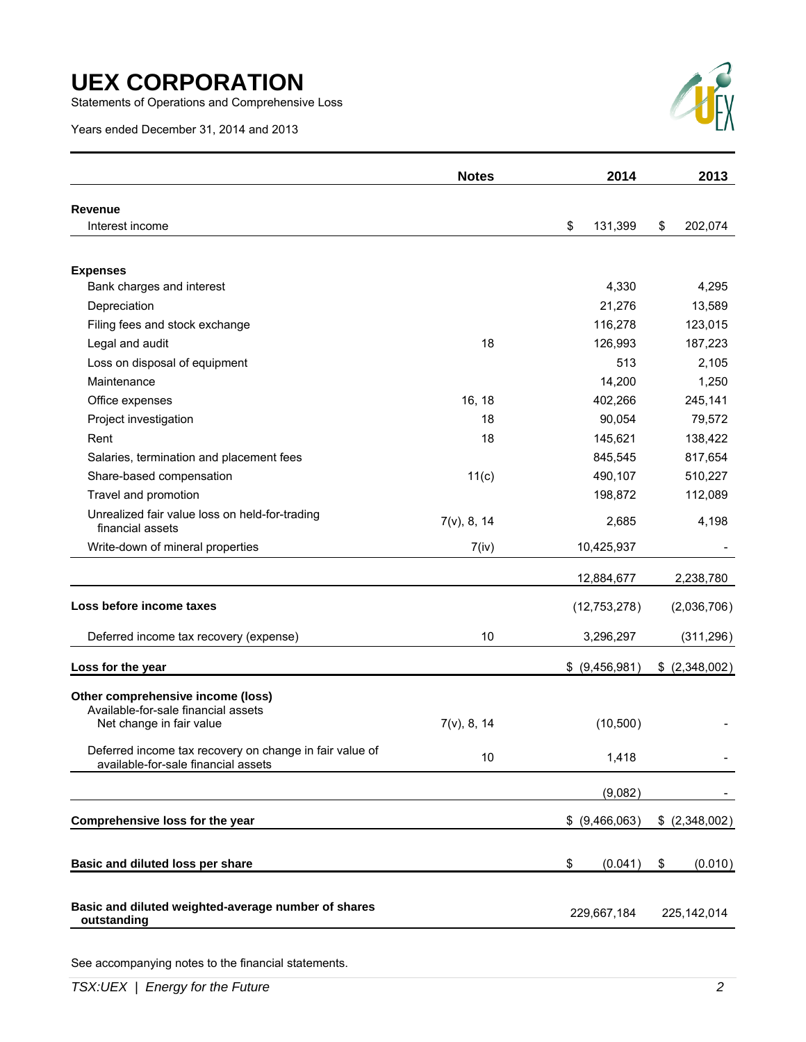# UEX CORPORATION

Statements of Operations and Comprehensive Loss

Years ended December 31, 2014 and 2013

| | Notes | 2014 | 2013 |
|---|---|---|---|
| **Revenue** | | | |
| Interest income | | $ 131,399 | $ 202,074 |
| **Expenses** | | | |
| Bank charges and interest | | 4,330 | 4,295 |
| Depreciation | | 21,276 | 13,589 |
| Filing fees and stock exchange | | 116,278 | 123,015 |
| Legal and audit | 18 | 126,993 | 187,223 |
| Loss on disposal of equipment | | 513 | 2,105 |
| Maintenance | | 14,200 | 1,250 |
| Office expenses | 16, 18 | 402,266 | 245,141 |
| Project investigation | 18 | 90,054 | 79,572 |
| Rent | 18 | 145,621 | 138,422 |
| Salaries, termination and placement fees | | 845,545 | 817,654 |
| Share-based compensation | 11(c) | 490,107 | 510,227 |
| Travel and promotion | | 198,872 | 112,089 |
| Unrealized fair value loss on held-for-trading financial assets | 7(v), 8, 14 | 2,685 | 4,198 |
| Write-down of mineral properties | 7(iv) | 10,425,937 | - |
| | | 12,884,677 | 2,238,780 |
| **Loss before income taxes** | | (12,753,278) | (2,036,706) |
| Deferred income tax recovery (expense) | 10 | 3,296,297 | (311,296) |
| **Loss for the year** | | $ (9,456,981) | $ (2,348,002) |
| **Other comprehensive income (loss)** | | | |
| Available-for-sale financial assets<br>Net change in fair value | 7(v), 8, 14 | (10,500) | - |
| Deferred income tax recovery on change in fair value of available-for-sale financial assets | 10 | 1,418 | - |
| | | (9,082) | - |
| **Comprehensive loss for the year** | | $ (9,466,063) | $ (2,348,002) |
| **Basic and diluted loss per share** | | $ (0.041) | $ (0.010) |
| **Basic and diluted weighted-average number of shares outstanding** | | 229,667,184 | 225,142,014 |

See accompanying notes to the financial statements.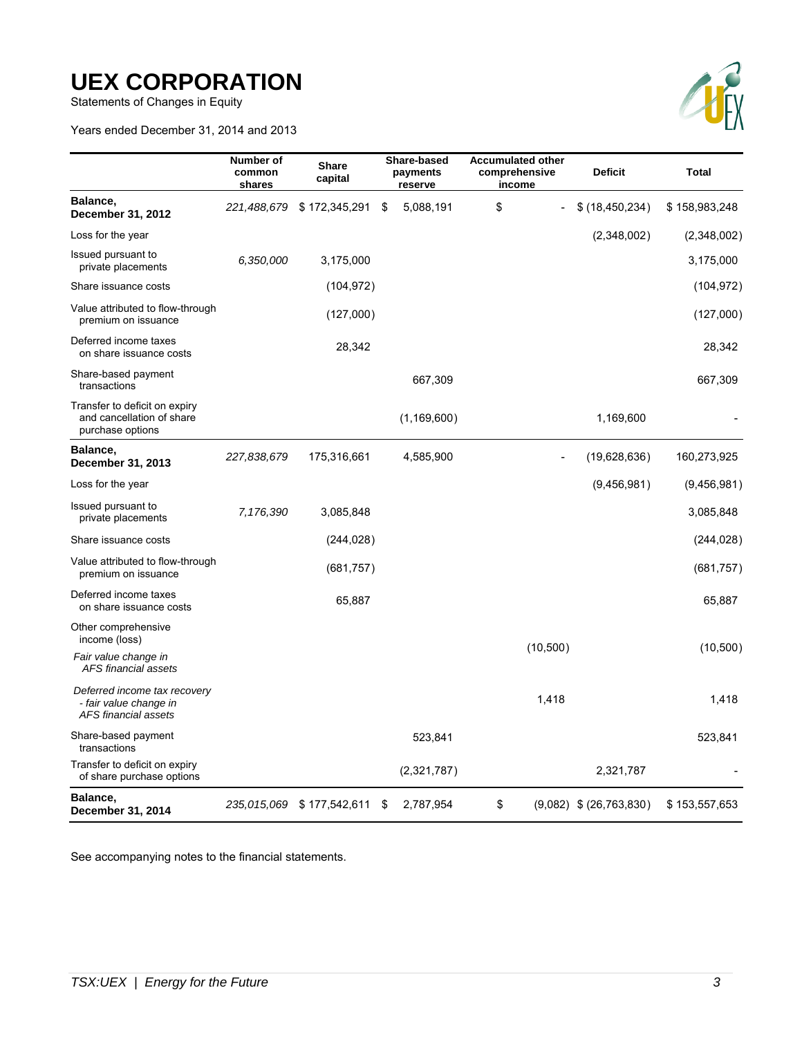# UEX CORPORATION

Statements of Changes in Equity

Years ended December 31, 2014 and 2013

| | Number of common shares | Share capital | Share-based payments reserve | Accumulated other comprehensive income | Deficit | Total |
|---|---|---|---|---|---|---|
| **Balance, December 31, 2012** | *221,488,679* | $ 172,345,291 | $ 5,088,191 | $ - | $ (18,450,234) | $ 158,983,248 |
| Loss for the year | | | | | (2,348,002) | (2,348,002) |
| Issued pursuant to private placements | *6,350,000* | 3,175,000 | | | | 3,175,000 |
| Share issuance costs | | (104,972) | | | | (104,972) |
| Value attributed to flow-through premium on issuance | | (127,000) | | | | (127,000) |
| Deferred income taxes on share issuance costs | | 28,342 | | | | 28,342 |
| Share-based payment transactions | | | 667,309 | | | 667,309 |
| Transfer to deficit on expiry and cancellation of share purchase options | | | (1,169,600) | | 1,169,600 | - |
| **Balance, December 31, 2013** | *227,838,679* | 175,316,661 | 4,585,900 | - | (19,628,636) | 160,273,925 |
| Loss for the year | | | | | (9,456,981) | (9,456,981) |
| Issued pursuant to private placements | *7,176,390* | 3,085,848 | | | | 3,085,848 |
| Share issuance costs | | (244,028) | | | | (244,028) |
| Value attributed to flow-through premium on issuance | | (681,757) | | | | (681,757) |
| Deferred income taxes on share issuance costs | | 65,887 | | | | 65,887 |
| Other comprehensive income (loss) | | | | | | |
| *Fair value change in AFS financial assets* | | | | (10,500) | | (10,500) |
| *Deferred income tax recovery - fair value change in AFS financial assets* | | | | 1,418 | | 1,418 |
| Share-based payment transactions | | | 523,841 | | | 523,841 |
| Transfer to deficit on expiry of share purchase options | | | (2,321,787) | | 2,321,787 | - |
| **Balance, December 31, 2014** | *235,015,069* | $ 177,542,611 | $ 2,787,954 | $ (9,082) | $ (26,763,830) | $ 153,557,653 |

See accompanying notes to the financial statements.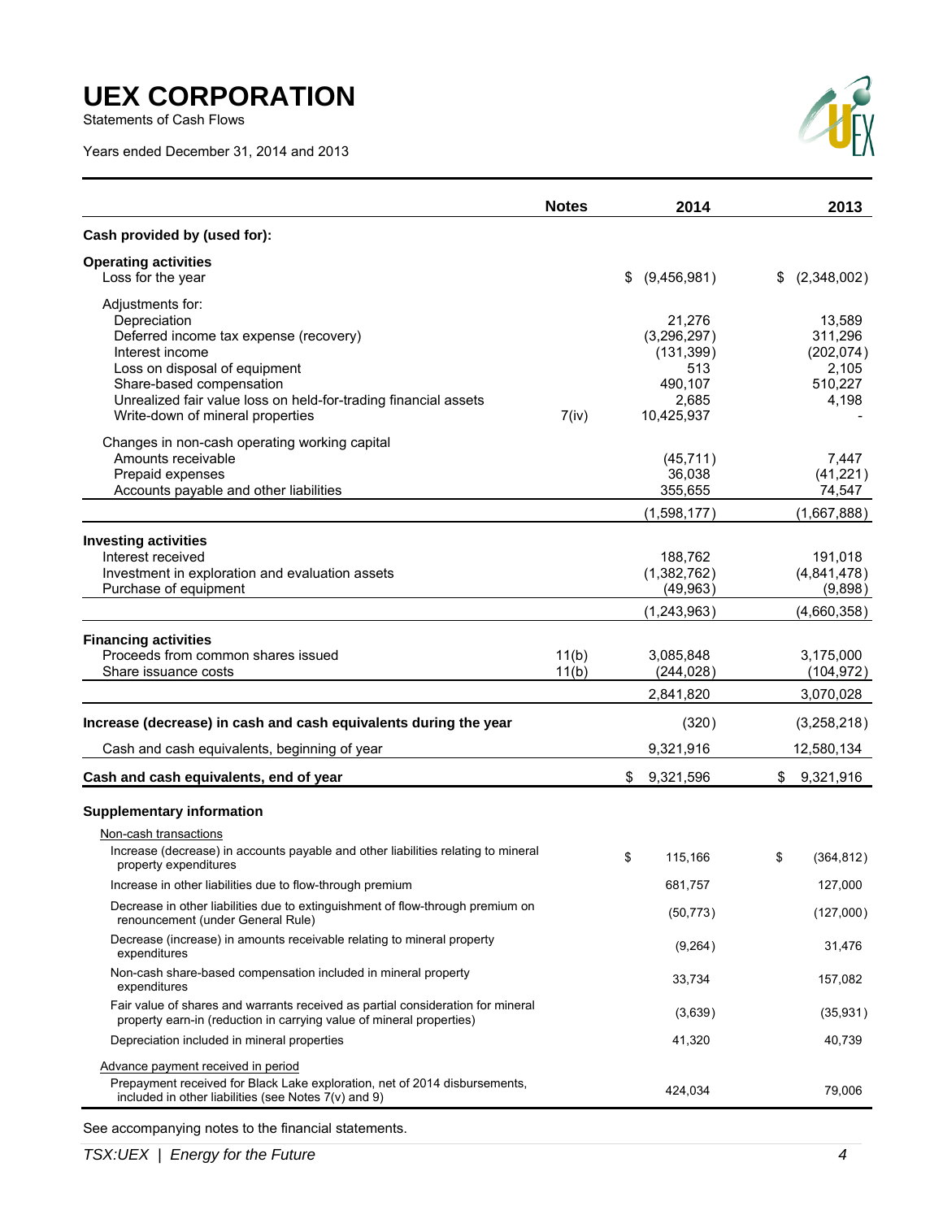# UEX CORPORATION

Statements of Cash Flows

Years ended December 31, 2014 and 2013

| | Notes | 2014 | 2013 |
|---|---|---|---|
| **Cash provided by (used for):** | | | |
| **Operating activities** | | | |
| Loss for the year | | $ (9,456,981) | $ (2,348,002) |
| Adjustments for: | | | |
| Depreciation | | 21,276 | 13,589 |
| Deferred income tax expense (recovery) | | (3,296,297) | 311,296 |
| Interest income | | (131,399) | (202,074) |
| Loss on disposal of equipment | | 513 | 2,105 |
| Share-based compensation | | 490,107 | 510,227 |
| Unrealized fair value loss on held-for-trading financial assets | | 2,685 | 4,198 |
| Write-down of mineral properties | 7(iv) | 10,425,937 | - |
| Changes in non-cash operating working capital | | | |
| Amounts receivable | | (45,711) | 7,447 |
| Prepaid expenses | | 36,038 | (41,221) |
| Accounts payable and other liabilities | | 355,655 | 74,547 |
| | | (1,598,177) | (1,667,888) |
| **Investing activities** | | | |
| Interest received | | 188,762 | 191,018 |
| Investment in exploration and evaluation assets | | (1,382,762) | (4,841,478) |
| Purchase of equipment | | (49,963) | (9,898) |
| | | (1,243,963) | (4,660,358) |
| **Financing activities** | | | |
| Proceeds from common shares issued | 11(b) | 3,085,848 | 3,175,000 |
| Share issuance costs | 11(b) | (244,028) | (104,972) |
| | | 2,841,820 | 3,070,028 |
| **Increase (decrease) in cash and cash equivalents during the year** | | (320) | (3,258,218) |
| Cash and cash equivalents, beginning of year | | 9,321,916 | 12,580,134 |
| **Cash and cash equivalents, end of year** | | $ 9,321,596 | $ 9,321,916 |
| **Supplementary information** | | | |
| Non-cash transactions | | | |
| Increase (decrease) in accounts payable and other liabilities relating to mineral property expenditures | | $ 115,166 | $ (364,812) |
| Increase in other liabilities due to flow-through premium | | 681,757 | 127,000 |
| Decrease in other liabilities due to extinguishment of flow-through premium on renouncement (under General Rule) | | (50,773) | (127,000) |
| Decrease (increase) in amounts receivable relating to mineral property expenditures | | (9,264) | 31,476 |
| Non-cash share-based compensation included in mineral property expenditures | | 33,734 | 157,082 |
| Fair value of shares and warrants received as partial consideration for mineral property earn-in (reduction in carrying value of mineral properties) | | (3,639) | (35,931) |
| Depreciation included in mineral properties | | 41,320 | 40,739 |
| Advance payment received in period | | | |
| Prepayment received for Black Lake exploration, net of 2014 disbursements, included in other liabilities (see Notes 7(v) and 9) | | 424,034 | 79,006 |

See accompanying notes to the financial statements.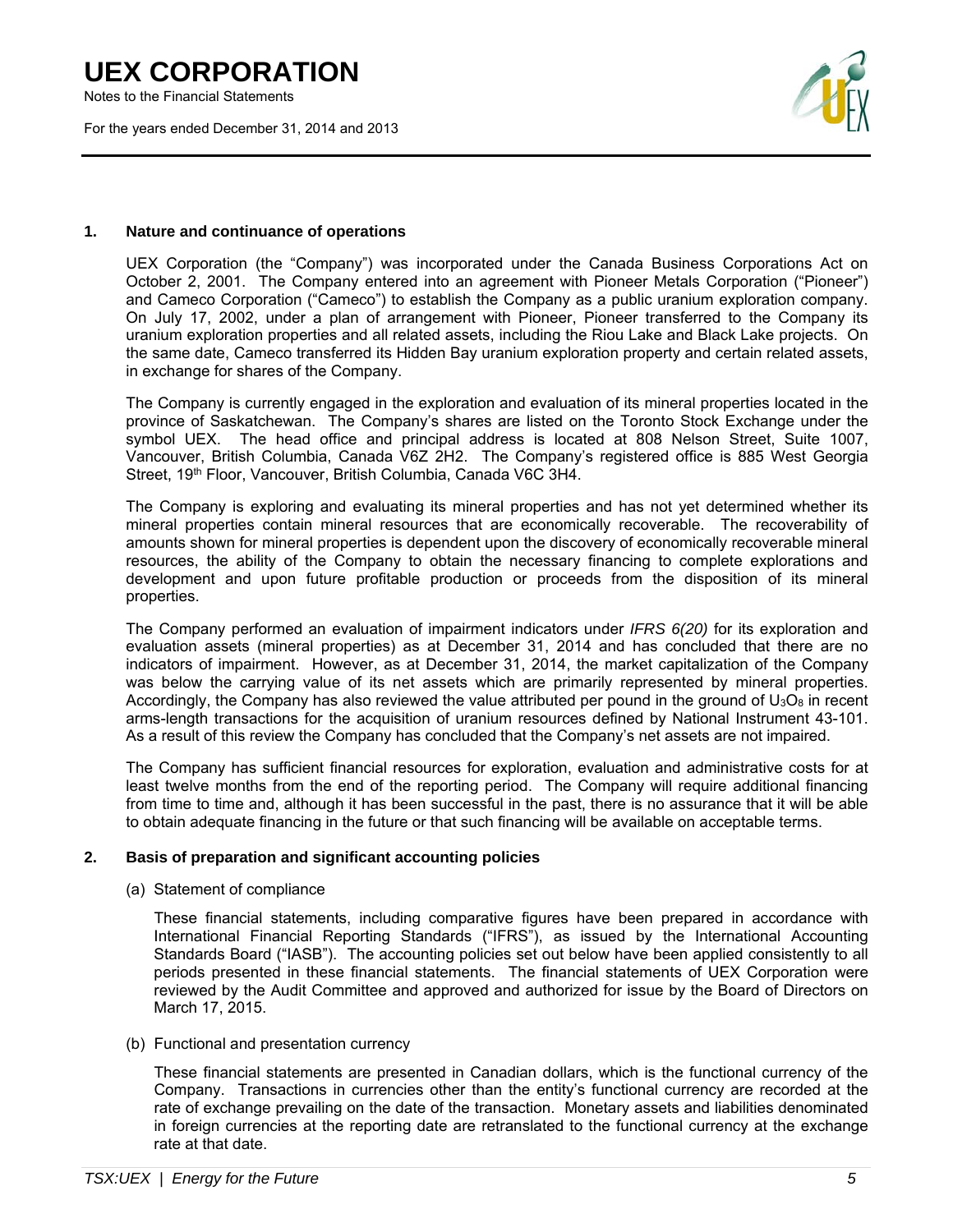## 1. Nature and continuance of operations

UEX Corporation (the "Company") was incorporated under the Canada Business Corporations Act on October 2, 2001. The Company entered into an agreement with Pioneer Metals Corporation ("Pioneer") and Cameco Corporation ("Cameco") to establish the Company as a public uranium exploration company. On July 17, 2002, under a plan of arrangement with Pioneer, Pioneer transferred to the Company its uranium exploration properties and all related assets, including the Riou Lake and Black Lake projects. On the same date, Cameco transferred its Hidden Bay uranium exploration property and certain related assets, in exchange for shares of the Company.

The Company is currently engaged in the exploration and evaluation of its mineral properties located in the province of Saskatchewan. The Company's shares are listed on the Toronto Stock Exchange under the symbol UEX. The head office and principal address is located at 808 Nelson Street, Suite 1007, Vancouver, British Columbia, Canada V6Z 2H2. The Company's registered office is 885 West Georgia Street, 19th Floor, Vancouver, British Columbia, Canada V6C 3H4.

The Company is exploring and evaluating its mineral properties and has not yet determined whether its mineral properties contain mineral resources that are economically recoverable. The recoverability of amounts shown for mineral properties is dependent upon the discovery of economically recoverable mineral resources, the ability of the Company to obtain the necessary financing to complete explorations and development and upon future profitable production or proceeds from the disposition of its mineral properties.

The Company performed an evaluation of impairment indicators under *IFRS 6(20)* for its exploration and evaluation assets (mineral properties) as at December 31, 2014 and has concluded that there are no indicators of impairment. However, as at December 31, 2014, the market capitalization of the Company was below the carrying value of its net assets which are primarily represented by mineral properties. Accordingly, the Company has also reviewed the value attributed per pound in the ground of $U_3O_8$ in recent arms-length transactions for the acquisition of uranium resources defined by National Instrument 43-101. As a result of this review the Company has concluded that the Company's net assets are not impaired.

The Company has sufficient financial resources for exploration, evaluation and administrative costs for at least twelve months from the end of the reporting period. The Company will require additional financing from time to time and, although it has been successful in the past, there is no assurance that it will be able to obtain adequate financing in the future or that such financing will be available on acceptable terms.

## 2. Basis of preparation and significant accounting policies

(a) Statement of compliance

These financial statements, including comparative figures have been prepared in accordance with International Financial Reporting Standards ("IFRS"), as issued by the International Accounting Standards Board ("IASB"). The accounting policies set out below have been applied consistently to all periods presented in these financial statements. The financial statements of UEX Corporation were reviewed by the Audit Committee and approved and authorized for issue by the Board of Directors on March 17, 2015.

(b) Functional and presentation currency

These financial statements are presented in Canadian dollars, which is the functional currency of the Company. Transactions in currencies other than the entity's functional currency are recorded at the rate of exchange prevailing on the date of the transaction. Monetary assets and liabilities denominated in foreign currencies at the reporting date are retranslated to the functional currency at the exchange rate at that date.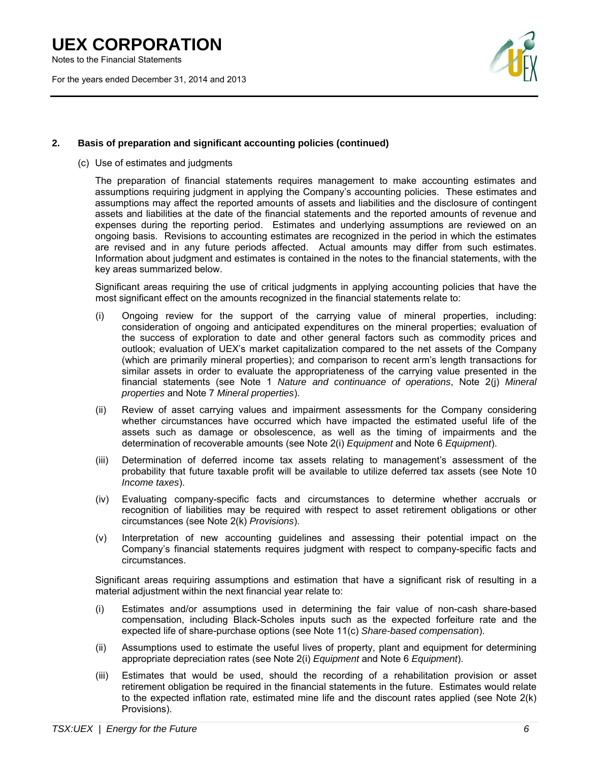## 2. Basis of preparation and significant accounting policies (continued)

(c) Use of estimates and judgments

The preparation of financial statements requires management to make accounting estimates and assumptions requiring judgment in applying the Company's accounting policies. These estimates and assumptions may affect the reported amounts of assets and liabilities and the disclosure of contingent assets and liabilities at the date of the financial statements and the reported amounts of revenue and expenses during the reporting period. Estimates and underlying assumptions are reviewed on an ongoing basis. Revisions to accounting estimates are recognized in the period in which the estimates are revised and in any future periods affected. Actual amounts may differ from such estimates. Information about judgment and estimates is contained in the notes to the financial statements, with the key areas summarized below.

Significant areas requiring the use of critical judgments in applying accounting policies that have the most significant effect on the amounts recognized in the financial statements relate to:

(i) Ongoing review for the support of the carrying value of mineral properties, including: consideration of ongoing and anticipated expenditures on the mineral properties; evaluation of the success of exploration to date and other general factors such as commodity prices and outlook; evaluation of UEX's market capitalization compared to the net assets of the Company (which are primarily mineral properties); and comparison to recent arm's length transactions for similar assets in order to evaluate the appropriateness of the carrying value presented in the financial statements (see Note 1 *Nature and continuance of operations*, Note 2(j) *Mineral properties* and Note 7 *Mineral properties*).

(ii) Review of asset carrying values and impairment assessments for the Company considering whether circumstances have occurred which have impacted the estimated useful life of the assets such as damage or obsolescence, as well as the timing of impairments and the determination of recoverable amounts (see Note 2(i) *Equipment* and Note 6 *Equipment*).

(iii) Determination of deferred income tax assets relating to management's assessment of the probability that future taxable profit will be available to utilize deferred tax assets (see Note 10 *Income taxes*).

(iv) Evaluating company-specific facts and circumstances to determine whether accruals or recognition of liabilities may be required with respect to asset retirement obligations or other circumstances (see Note 2(k) *Provisions*).

(v) Interpretation of new accounting guidelines and assessing their potential impact on the Company's financial statements requires judgment with respect to company-specific facts and circumstances.

Significant areas requiring assumptions and estimation that have a significant risk of resulting in a material adjustment within the next financial year relate to:

(i) Estimates and/or assumptions used in determining the fair value of non-cash share-based compensation, including Black-Scholes inputs such as the expected forfeiture rate and the expected life of share-purchase options (see Note 11(c) *Share-based compensation*).

(ii) Assumptions used to estimate the useful lives of property, plant and equipment for determining appropriate depreciation rates (see Note 2(i) *Equipment* and Note 6 *Equipment*).

(iii) Estimates that would be used, should the recording of a rehabilitation provision or asset retirement obligation be required in the financial statements in the future. Estimates would relate to the expected inflation rate, estimated mine life and the discount rates applied (see Note 2(k) Provisions).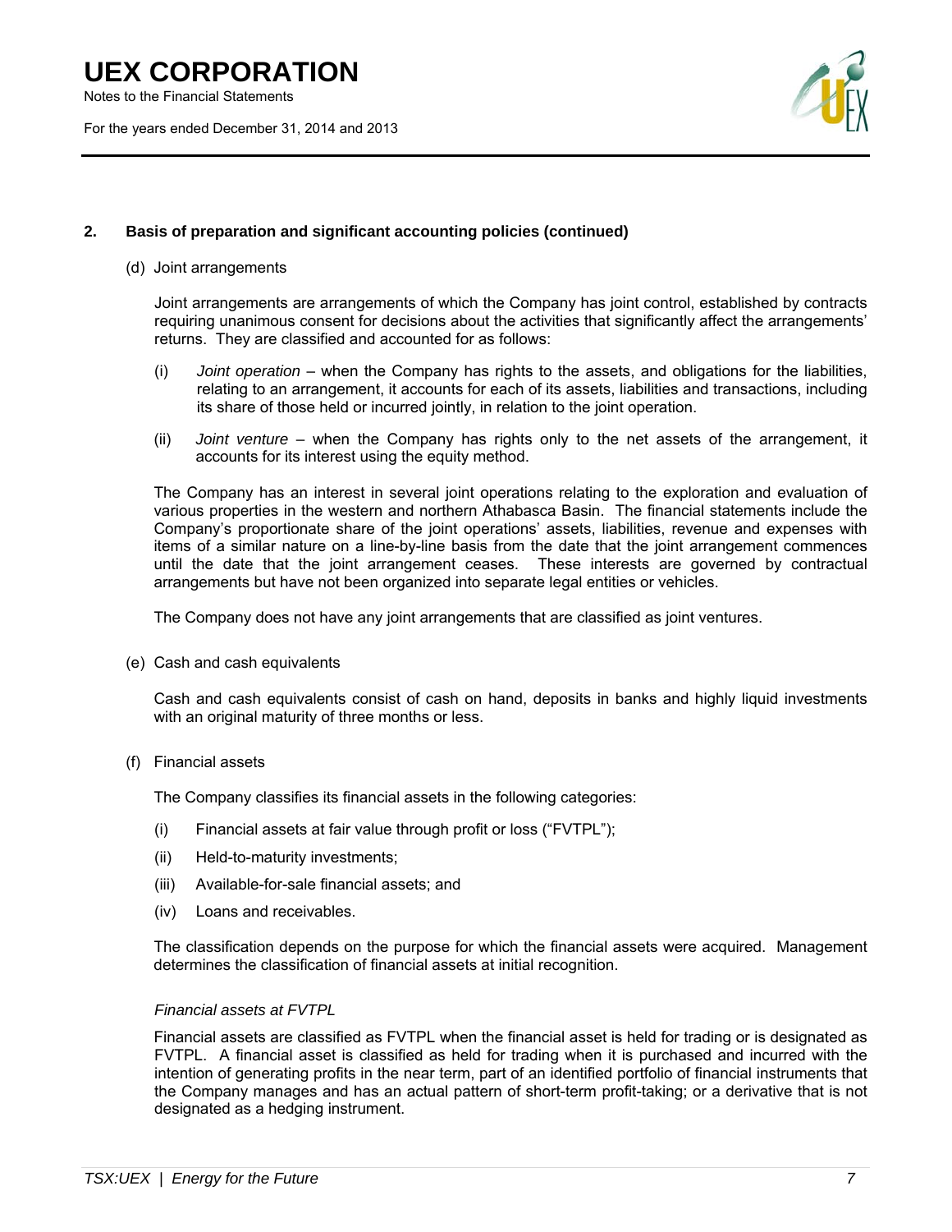## 2. Basis of preparation and significant accounting policies (continued)

(d) Joint arrangements

Joint arrangements are arrangements of which the Company has joint control, established by contracts requiring unanimous consent for decisions about the activities that significantly affect the arrangements' returns. They are classified and accounted for as follows:

(i) *Joint operation* – when the Company has rights to the assets, and obligations for the liabilities, relating to an arrangement, it accounts for each of its assets, liabilities and transactions, including its share of those held or incurred jointly, in relation to the joint operation.

(ii) *Joint venture* – when the Company has rights only to the net assets of the arrangement, it accounts for its interest using the equity method.

The Company has an interest in several joint operations relating to the exploration and evaluation of various properties in the western and northern Athabasca Basin. The financial statements include the Company's proportionate share of the joint operations' assets, liabilities, revenue and expenses with items of a similar nature on a line-by-line basis from the date that the joint arrangement commences until the date that the joint arrangement ceases. These interests are governed by contractual arrangements but have not been organized into separate legal entities or vehicles.

The Company does not have any joint arrangements that are classified as joint ventures.

(e) Cash and cash equivalents

Cash and cash equivalents consist of cash on hand, deposits in banks and highly liquid investments with an original maturity of three months or less.

(f) Financial assets

The Company classifies its financial assets in the following categories:

(i) Financial assets at fair value through profit or loss ("FVTPL");

(ii) Held-to-maturity investments;

(iii) Available-for-sale financial assets; and

(iv) Loans and receivables.

The classification depends on the purpose for which the financial assets were acquired. Management determines the classification of financial assets at initial recognition.

*Financial assets at FVTPL*

Financial assets are classified as FVTPL when the financial asset is held for trading or is designated as FVTPL. A financial asset is classified as held for trading when it is purchased and incurred with the intention of generating profits in the near term, part of an identified portfolio of financial instruments that the Company manages and has an actual pattern of short-term profit-taking; or a derivative that is not designated as a hedging instrument.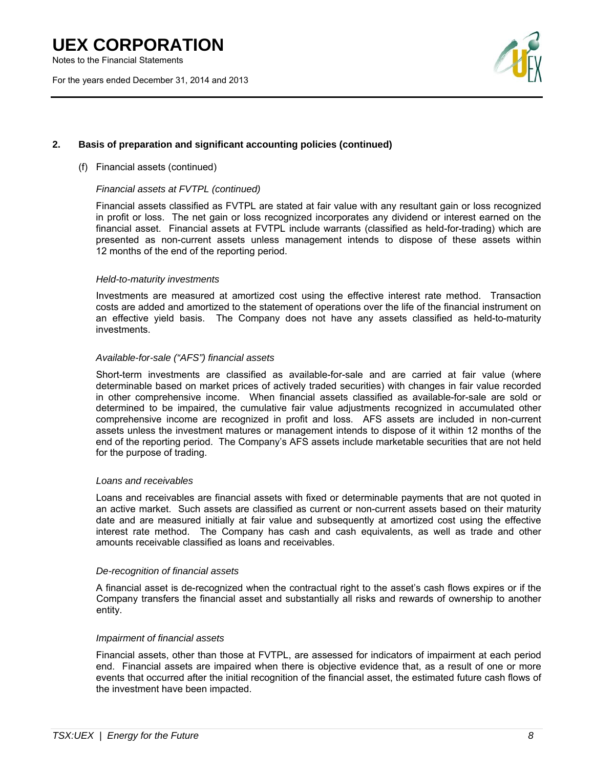## 2. Basis of preparation and significant accounting policies (continued)

(f) Financial assets (continued)

*Financial assets at FVTPL (continued)*

Financial assets classified as FVTPL are stated at fair value with any resultant gain or loss recognized in profit or loss. The net gain or loss recognized incorporates any dividend or interest earned on the financial asset. Financial assets at FVTPL include warrants (classified as held-for-trading) which are presented as non-current assets unless management intends to dispose of these assets within 12 months of the end of the reporting period.

*Held-to-maturity investments*

Investments are measured at amortized cost using the effective interest rate method. Transaction costs are added and amortized to the statement of operations over the life of the financial instrument on an effective yield basis. The Company does not have any assets classified as held-to-maturity investments.

*Available-for-sale ("AFS") financial assets*

Short-term investments are classified as available-for-sale and are carried at fair value (where determinable based on market prices of actively traded securities) with changes in fair value recorded in other comprehensive income. When financial assets classified as available-for-sale are sold or determined to be impaired, the cumulative fair value adjustments recognized in accumulated other comprehensive income are recognized in profit and loss. AFS assets are included in non-current assets unless the investment matures or management intends to dispose of it within 12 months of the end of the reporting period. The Company's AFS assets include marketable securities that are not held for the purpose of trading.

*Loans and receivables*

Loans and receivables are financial assets with fixed or determinable payments that are not quoted in an active market. Such assets are classified as current or non-current assets based on their maturity date and are measured initially at fair value and subsequently at amortized cost using the effective interest rate method. The Company has cash and cash equivalents, as well as trade and other amounts receivable classified as loans and receivables.

*De-recognition of financial assets*

A financial asset is de-recognized when the contractual right to the asset's cash flows expires or if the Company transfers the financial asset and substantially all risks and rewards of ownership to another entity.

*Impairment of financial assets*

Financial assets, other than those at FVTPL, are assessed for indicators of impairment at each period end. Financial assets are impaired when there is objective evidence that, as a result of one or more events that occurred after the initial recognition of the financial asset, the estimated future cash flows of the investment have been impacted.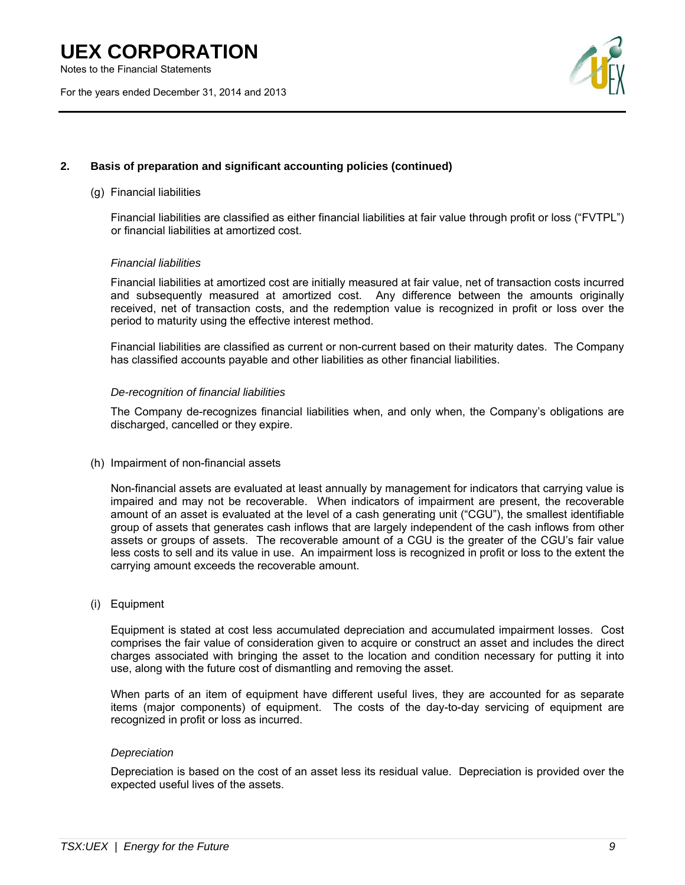## 2. Basis of preparation and significant accounting policies (continued)

(g) Financial liabilities

Financial liabilities are classified as either financial liabilities at fair value through profit or loss ("FVTPL") or financial liabilities at amortized cost.

*Financial liabilities*

Financial liabilities at amortized cost are initially measured at fair value, net of transaction costs incurred and subsequently measured at amortized cost. Any difference between the amounts originally received, net of transaction costs, and the redemption value is recognized in profit or loss over the period to maturity using the effective interest method.

Financial liabilities are classified as current or non-current based on their maturity dates. The Company has classified accounts payable and other liabilities as other financial liabilities.

*De-recognition of financial liabilities*

The Company de-recognizes financial liabilities when, and only when, the Company's obligations are discharged, cancelled or they expire.

(h) Impairment of non-financial assets

Non-financial assets are evaluated at least annually by management for indicators that carrying value is impaired and may not be recoverable. When indicators of impairment are present, the recoverable amount of an asset is evaluated at the level of a cash generating unit ("CGU"), the smallest identifiable group of assets that generates cash inflows that are largely independent of the cash inflows from other assets or groups of assets. The recoverable amount of a CGU is the greater of the CGU's fair value less costs to sell and its value in use. An impairment loss is recognized in profit or loss to the extent the carrying amount exceeds the recoverable amount.

(i) Equipment

Equipment is stated at cost less accumulated depreciation and accumulated impairment losses. Cost comprises the fair value of consideration given to acquire or construct an asset and includes the direct charges associated with bringing the asset to the location and condition necessary for putting it into use, along with the future cost of dismantling and removing the asset.

When parts of an item of equipment have different useful lives, they are accounted for as separate items (major components) of equipment. The costs of the day-to-day servicing of equipment are recognized in profit or loss as incurred.

*Depreciation*

Depreciation is based on the cost of an asset less its residual value. Depreciation is provided over the expected useful lives of the assets.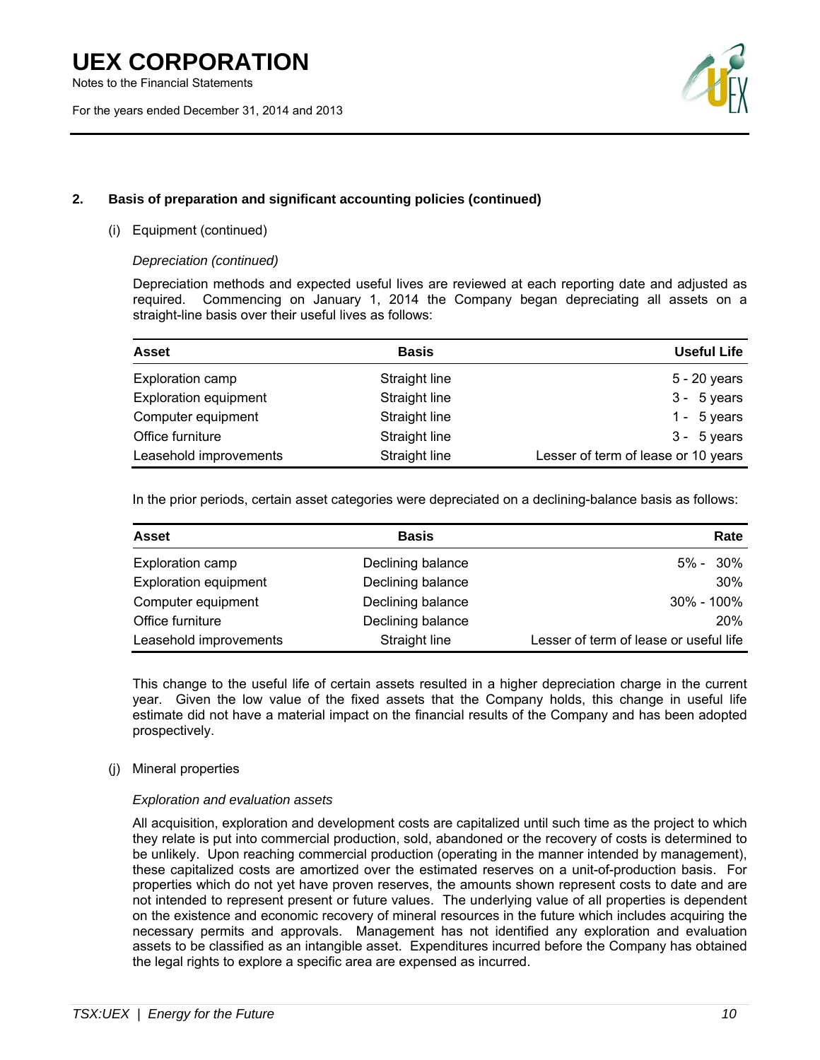## 2. Basis of preparation and significant accounting policies (continued)

(i) Equipment (continued)

*Depreciation (continued)*

Depreciation methods and expected useful lives are reviewed at each reporting date and adjusted as required. Commencing on January 1, 2014 the Company began depreciating all assets on a straight-line basis over their useful lives as follows:

| Asset | Basis | Useful Life |
|---|---|---|
| Exploration camp | Straight line | 5 - 20 years |
| Exploration equipment | Straight line | 3 - 5 years |
| Computer equipment | Straight line | 1 - 5 years |
| Office furniture | Straight line | 3 - 5 years |
| Leasehold improvements | Straight line | Lesser of term of lease or 10 years |

In the prior periods, certain asset categories were depreciated on a declining-balance basis as follows:

| Asset | Basis | Rate |
|---|---|---|
| Exploration camp | Declining balance | 5% - 30% |
| Exploration equipment | Declining balance | 30% |
| Computer equipment | Declining balance | 30% - 100% |
| Office furniture | Declining balance | 20% |
| Leasehold improvements | Straight line | Lesser of term of lease or useful life |

This change to the useful life of certain assets resulted in a higher depreciation charge in the current year. Given the low value of the fixed assets that the Company holds, this change in useful life estimate did not have a material impact on the financial results of the Company and has been adopted prospectively.

(j) Mineral properties

*Exploration and evaluation assets*

All acquisition, exploration and development costs are capitalized until such time as the project to which they relate is put into commercial production, sold, abandoned or the recovery of costs is determined to be unlikely. Upon reaching commercial production (operating in the manner intended by management), these capitalized costs are amortized over the estimated reserves on a unit-of-production basis. For properties which do not yet have proven reserves, the amounts shown represent costs to date and are not intended to represent present or future values. The underlying value of all properties is dependent on the existence and economic recovery of mineral resources in the future which includes acquiring the necessary permits and approvals. Management has not identified any exploration and evaluation assets to be classified as an intangible asset. Expenditures incurred before the Company has obtained the legal rights to explore a specific area are expensed as incurred.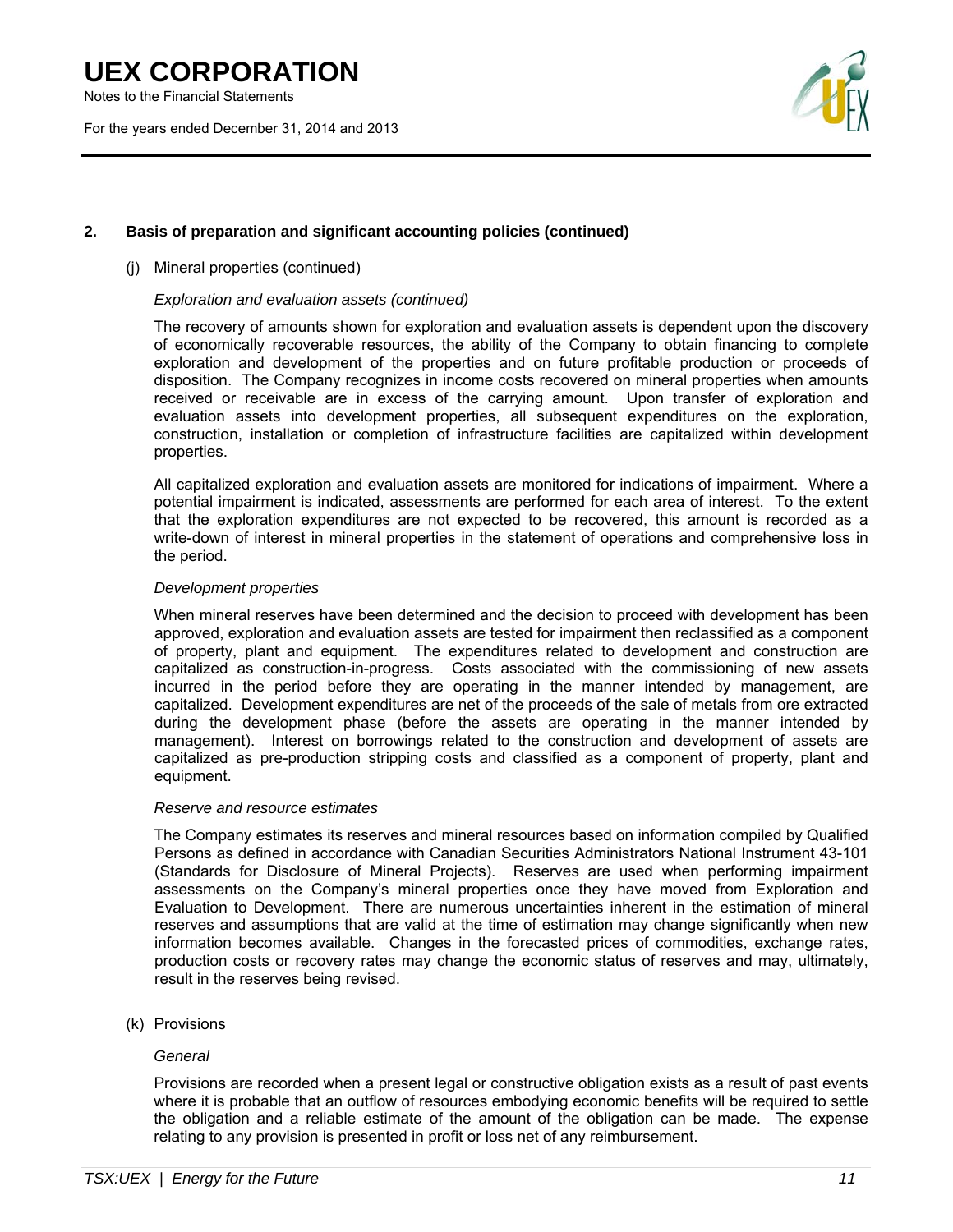## 2. Basis of preparation and significant accounting policies (continued)

(j) Mineral properties (continued)

*Exploration and evaluation assets (continued)*

The recovery of amounts shown for exploration and evaluation assets is dependent upon the discovery of economically recoverable resources, the ability of the Company to obtain financing to complete exploration and development of the properties and on future profitable production or proceeds of disposition. The Company recognizes in income costs recovered on mineral properties when amounts received or receivable are in excess of the carrying amount. Upon transfer of exploration and evaluation assets into development properties, all subsequent expenditures on the exploration, construction, installation or completion of infrastructure facilities are capitalized within development properties.

All capitalized exploration and evaluation assets are monitored for indications of impairment. Where a potential impairment is indicated, assessments are performed for each area of interest. To the extent that the exploration expenditures are not expected to be recovered, this amount is recorded as a write-down of interest in mineral properties in the statement of operations and comprehensive loss in the period.

*Development properties*

When mineral reserves have been determined and the decision to proceed with development has been approved, exploration and evaluation assets are tested for impairment then reclassified as a component of property, plant and equipment. The expenditures related to development and construction are capitalized as construction-in-progress. Costs associated with the commissioning of new assets incurred in the period before they are operating in the manner intended by management, are capitalized. Development expenditures are net of the proceeds of the sale of metals from ore extracted during the development phase (before the assets are operating in the manner intended by management). Interest on borrowings related to the construction and development of assets are capitalized as pre-production stripping costs and classified as a component of property, plant and equipment.

*Reserve and resource estimates*

The Company estimates its reserves and mineral resources based on information compiled by Qualified Persons as defined in accordance with Canadian Securities Administrators National Instrument 43-101 (Standards for Disclosure of Mineral Projects). Reserves are used when performing impairment assessments on the Company's mineral properties once they have moved from Exploration and Evaluation to Development. There are numerous uncertainties inherent in the estimation of mineral reserves and assumptions that are valid at the time of estimation may change significantly when new information becomes available. Changes in the forecasted prices of commodities, exchange rates, production costs or recovery rates may change the economic status of reserves and may, ultimately, result in the reserves being revised.

(k) Provisions

*General*

Provisions are recorded when a present legal or constructive obligation exists as a result of past events where it is probable that an outflow of resources embodying economic benefits will be required to settle the obligation and a reliable estimate of the amount of the obligation can be made. The expense relating to any provision is presented in profit or loss net of any reimbursement.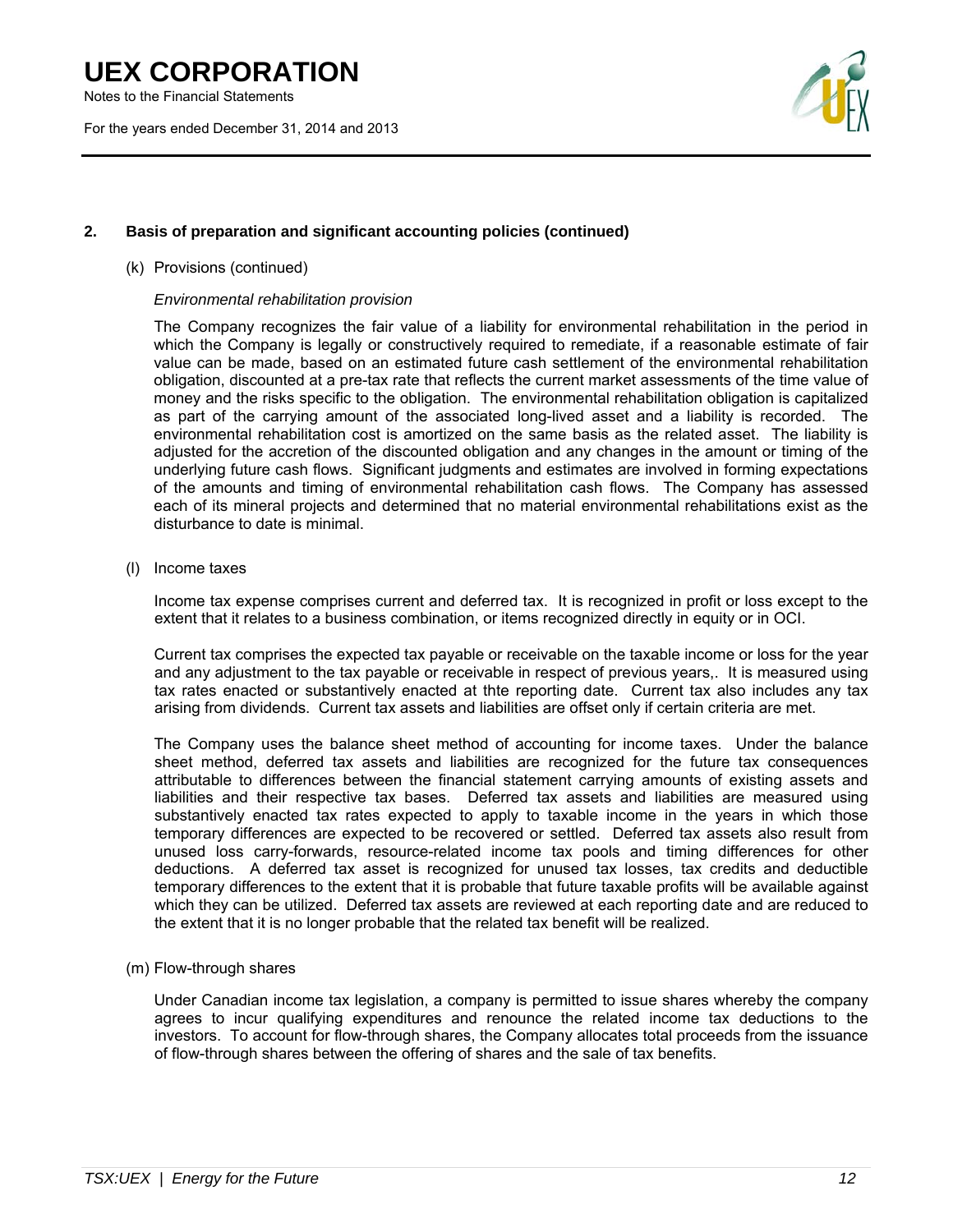## 2. Basis of preparation and significant accounting policies (continued)

(k) Provisions (continued)

*Environmental rehabilitation provision*

The Company recognizes the fair value of a liability for environmental rehabilitation in the period in which the Company is legally or constructively required to remediate, if a reasonable estimate of fair value can be made, based on an estimated future cash settlement of the environmental rehabilitation obligation, discounted at a pre-tax rate that reflects the current market assessments of the time value of money and the risks specific to the obligation. The environmental rehabilitation obligation is capitalized as part of the carrying amount of the associated long-lived asset and a liability is recorded. The environmental rehabilitation cost is amortized on the same basis as the related asset. The liability is adjusted for the accretion of the discounted obligation and any changes in the amount or timing of the underlying future cash flows. Significant judgments and estimates are involved in forming expectations of the amounts and timing of environmental rehabilitation cash flows. The Company has assessed each of its mineral projects and determined that no material environmental rehabilitations exist as the disturbance to date is minimal.

(l) Income taxes

Income tax expense comprises current and deferred tax. It is recognized in profit or loss except to the extent that it relates to a business combination, or items recognized directly in equity or in OCI.

Current tax comprises the expected tax payable or receivable on the taxable income or loss for the year and any adjustment to the tax payable or receivable in respect of previous years,. It is measured using tax rates enacted or substantively enacted at thte reporting date. Current tax also includes any tax arising from dividends. Current tax assets and liabilities are offset only if certain criteria are met.

The Company uses the balance sheet method of accounting for income taxes. Under the balance sheet method, deferred tax assets and liabilities are recognized for the future tax consequences attributable to differences between the financial statement carrying amounts of existing assets and liabilities and their respective tax bases. Deferred tax assets and liabilities are measured using substantively enacted tax rates expected to apply to taxable income in the years in which those temporary differences are expected to be recovered or settled. Deferred tax assets also result from unused loss carry-forwards, resource-related income tax pools and timing differences for other deductions. A deferred tax asset is recognized for unused tax losses, tax credits and deductible temporary differences to the extent that it is probable that future taxable profits will be available against which they can be utilized. Deferred tax assets are reviewed at each reporting date and are reduced to the extent that it is no longer probable that the related tax benefit will be realized.

(m) Flow-through shares

Under Canadian income tax legislation, a company is permitted to issue shares whereby the company agrees to incur qualifying expenditures and renounce the related income tax deductions to the investors. To account for flow-through shares, the Company allocates total proceeds from the issuance of flow-through shares between the offering of shares and the sale of tax benefits.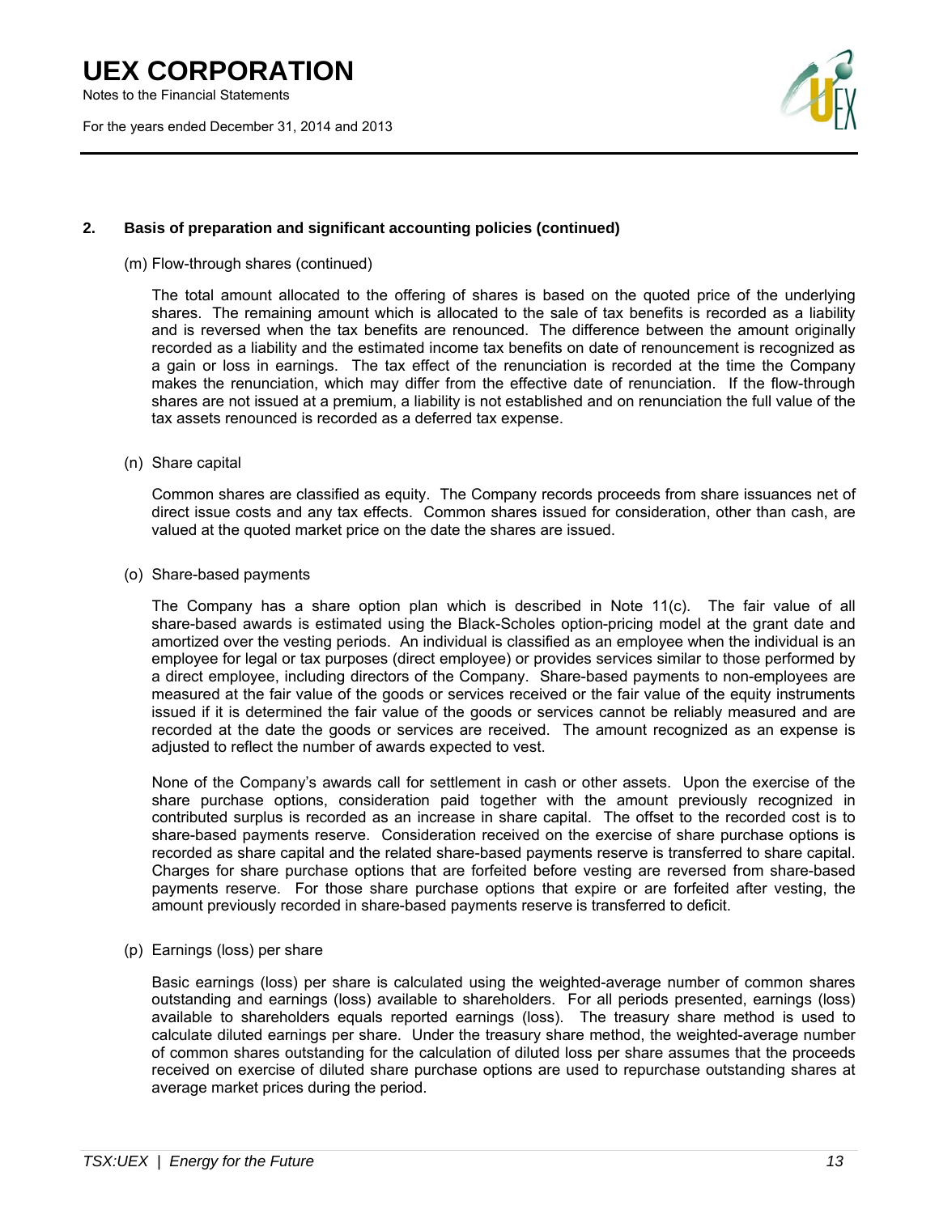## 2. Basis of preparation and significant accounting policies (continued)

(m) Flow-through shares (continued)

The total amount allocated to the offering of shares is based on the quoted price of the underlying shares. The remaining amount which is allocated to the sale of tax benefits is recorded as a liability and is reversed when the tax benefits are renounced. The difference between the amount originally recorded as a liability and the estimated income tax benefits on date of renouncement is recognized as a gain or loss in earnings. The tax effect of the renunciation is recorded at the time the Company makes the renunciation, which may differ from the effective date of renunciation. If the flow-through shares are not issued at a premium, a liability is not established and on renunciation the full value of the tax assets renounced is recorded as a deferred tax expense.

(n) Share capital

Common shares are classified as equity. The Company records proceeds from share issuances net of direct issue costs and any tax effects. Common shares issued for consideration, other than cash, are valued at the quoted market price on the date the shares are issued.

(o) Share-based payments

The Company has a share option plan which is described in Note 11(c). The fair value of all share-based awards is estimated using the Black-Scholes option-pricing model at the grant date and amortized over the vesting periods. An individual is classified as an employee when the individual is an employee for legal or tax purposes (direct employee) or provides services similar to those performed by a direct employee, including directors of the Company. Share-based payments to non-employees are measured at the fair value of the goods or services received or the fair value of the equity instruments issued if it is determined the fair value of the goods or services cannot be reliably measured and are recorded at the date the goods or services are received. The amount recognized as an expense is adjusted to reflect the number of awards expected to vest.

None of the Company's awards call for settlement in cash or other assets. Upon the exercise of the share purchase options, consideration paid together with the amount previously recognized in contributed surplus is recorded as an increase in share capital. The offset to the recorded cost is to share-based payments reserve. Consideration received on the exercise of share purchase options is recorded as share capital and the related share-based payments reserve is transferred to share capital. Charges for share purchase options that are forfeited before vesting are reversed from share-based payments reserve. For those share purchase options that expire or are forfeited after vesting, the amount previously recorded in share-based payments reserve is transferred to deficit.

(p) Earnings (loss) per share

Basic earnings (loss) per share is calculated using the weighted-average number of common shares outstanding and earnings (loss) available to shareholders. For all periods presented, earnings (loss) available to shareholders equals reported earnings (loss). The treasury share method is used to calculate diluted earnings per share. Under the treasury share method, the weighted-average number of common shares outstanding for the calculation of diluted loss per share assumes that the proceeds received on exercise of diluted share purchase options are used to repurchase outstanding shares at average market prices during the period.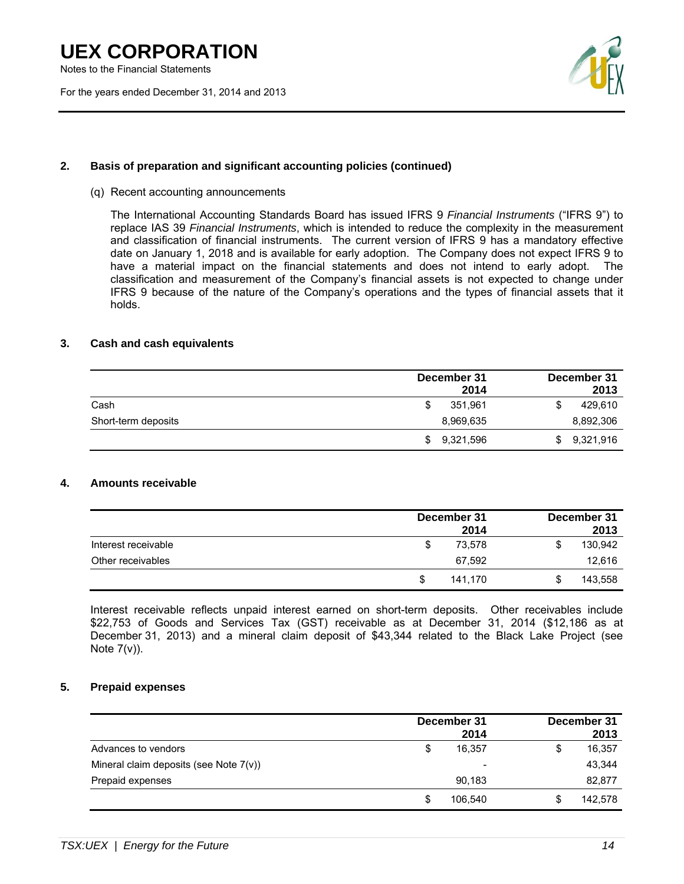## 2. Basis of preparation and significant accounting policies (continued)

(q) Recent accounting announcements

The International Accounting Standards Board has issued IFRS 9 *Financial Instruments* ("IFRS 9") to replace IAS 39 *Financial Instruments*, which is intended to reduce the complexity in the measurement and classification of financial instruments. The current version of IFRS 9 has a mandatory effective date on January 1, 2018 and is available for early adoption. The Company does not expect IFRS 9 to have a material impact on the financial statements and does not intend to early adopt. The classification and measurement of the Company's financial assets is not expected to change under IFRS 9 because of the nature of the Company's operations and the types of financial assets that it holds.

## 3. Cash and cash equivalents

| | December 31 2014 | December 31 2013 |
|---|---|---|
| Cash | $ 351,961 | $ 429,610 |
| Short-term deposits | 8,969,635 | 8,892,306 |
| | $ 9,321,596 | $ 9,321,916 |

## 4. Amounts receivable

| | December 31 2014 | December 31 2013 |
|---|---|---|
| Interest receivable | $ 73,578 | $ 130,942 |
| Other receivables | 67,592 | 12,616 |
| | $ 141,170 | $ 143,558 |

Interest receivable reflects unpaid interest earned on short-term deposits. Other receivables include $22,753 of Goods and Services Tax (GST) receivable as at December 31, 2014 ($12,186 as at December 31, 2013) and a mineral claim deposit of $43,344 related to the Black Lake Project (see Note 7(v)).

## 5. Prepaid expenses

| | December 31 2014 | December 31 2013 |
|---|---|---|
| Advances to vendors | $ 16,357 | $ 16,357 |
| Mineral claim deposits (see Note 7(v)) | - | 43,344 |
| Prepaid expenses | 90,183 | 82,877 |
| | $ 106,540 | $ 142,578 |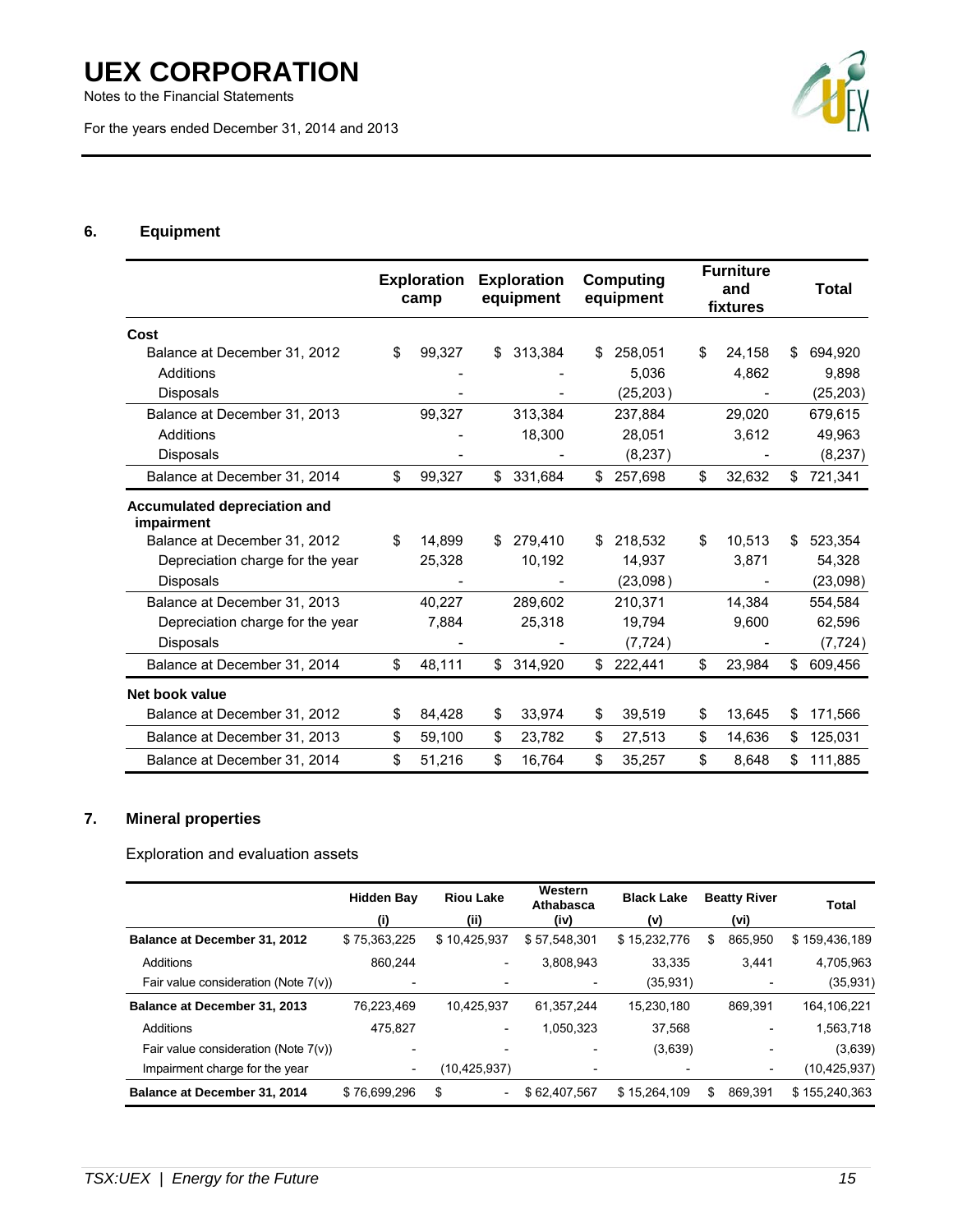## 6. Equipment

| | Exploration camp | Exploration equipment | Computing equipment | Furniture and fixtures | Total |
|---|---|---|---|---|---|
| **Cost** | | | | | |
| Balance at December 31, 2012 | $ 99,327 | $ 313,384 | $ 258,051 | $ 24,158 | $ 694,920 |
| Additions | - | - | 5,036 | 4,862 | 9,898 |
| Disposals | - | - | (25,203) | - | (25,203) |
| Balance at December 31, 2013 | 99,327 | 313,384 | 237,884 | 29,020 | 679,615 |
| Additions | - | 18,300 | 28,051 | 3,612 | 49,963 |
| Disposals | - | - | (8,237) | - | (8,237) |
| Balance at December 31, 2014 | $ 99,327 | $ 331,684 | $ 257,698 | $ 32,632 | $ 721,341 |
| **Accumulated depreciation and impairment** | | | | | |
| Balance at December 31, 2012 | $ 14,899 | $ 279,410 | $ 218,532 | $ 10,513 | $ 523,354 |
| Depreciation charge for the year | 25,328 | 10,192 | 14,937 | 3,871 | 54,328 |
| Disposals | - | - | (23,098) | - | (23,098) |
| Balance at December 31, 2013 | 40,227 | 289,602 | 210,371 | 14,384 | 554,584 |
| Depreciation charge for the year | 7,884 | 25,318 | 19,794 | 9,600 | 62,596 |
| Disposals | - | - | (7,724) | - | (7,724) |
| Balance at December 31, 2014 | $ 48,111 | $ 314,920 | $ 222,441 | $ 23,984 | $ 609,456 |
| **Net book value** | | | | | |
| Balance at December 31, 2012 | $ 84,428 | $ 33,974 | $ 39,519 | $ 13,645 | $ 171,566 |
| Balance at December 31, 2013 | $ 59,100 | $ 23,782 | $ 27,513 | $ 14,636 | $ 125,031 |
| Balance at December 31, 2014 | $ 51,216 | $ 16,764 | $ 35,257 | $ 8,648 | $ 111,885 |

## 7. Mineral properties

Exploration and evaluation assets

| | Hidden Bay (i) | Riou Lake (ii) | Western Athabasca (iv) | Black Lake (v) | Beatty River (vi) | Total |
|---|---|---|---|---|---|---|
| **Balance at December 31, 2012** | $ 75,363,225 | $ 10,425,937 | $ 57,548,301 | $ 15,232,776 | $ 865,950 | $ 159,436,189 |
| Additions | 860,244 | - | 3,808,943 | 33,335 | 3,441 | 4,705,963 |
| Fair value consideration (Note 7(v)) | - | - | - | (35,931) | - | (35,931) |
| **Balance at December 31, 2013** | 76,223,469 | 10,425,937 | 61,357,244 | 15,230,180 | 869,391 | 164,106,221 |
| Additions | 475,827 | - | 1,050,323 | 37,568 | - | 1,563,718 |
| Fair value consideration (Note 7(v)) | - | - | - | (3,639) | - | (3,639) |
| Impairment charge for the year | - | (10,425,937) | - | - | - | (10,425,937) |
| **Balance at December 31, 2014** | $ 76,699,296 | $ - | $ 62,407,567 | $ 15,264,109 | $ 869,391 | $ 155,240,363 |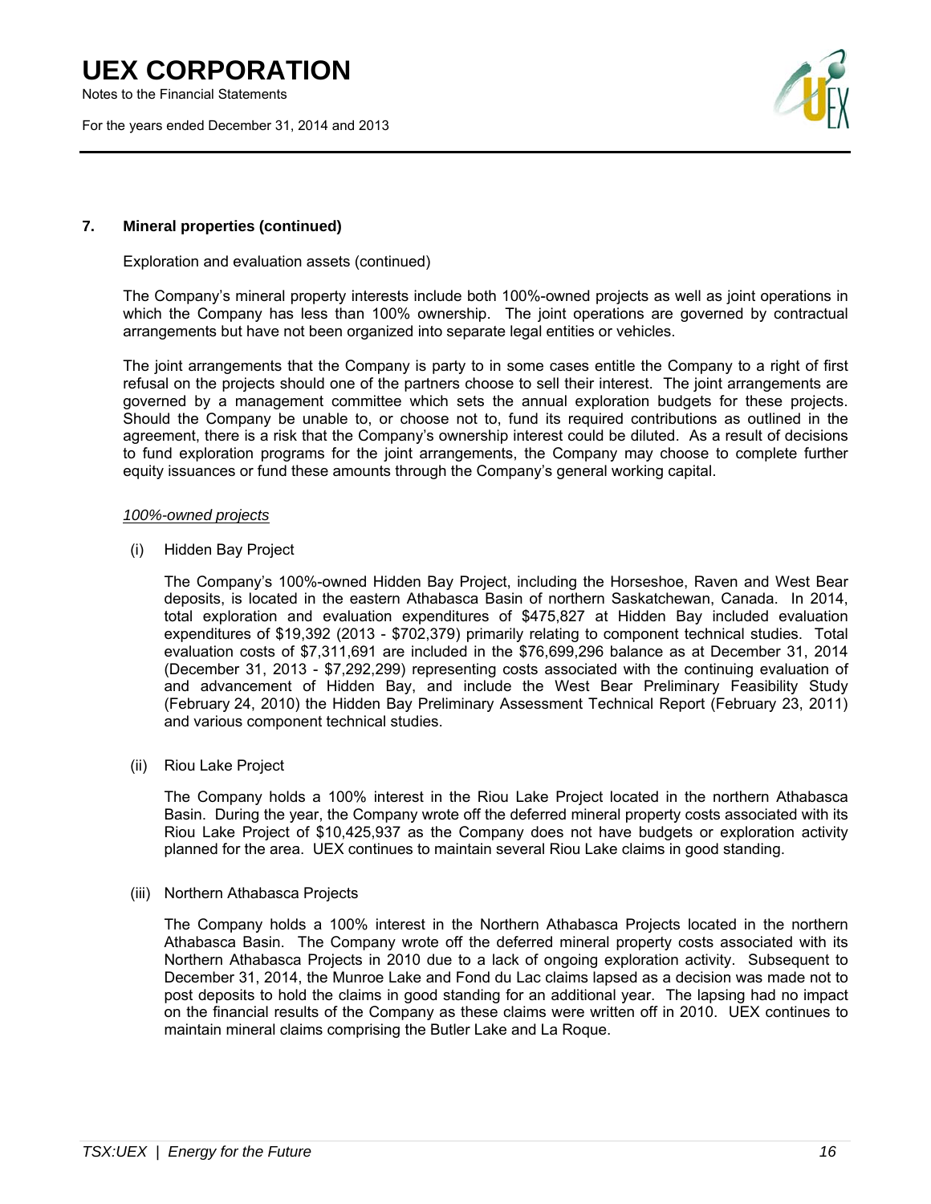## 7. Mineral properties (continued)

Exploration and evaluation assets (continued)

The Company's mineral property interests include both 100%-owned projects as well as joint operations in which the Company has less than 100% ownership. The joint operations are governed by contractual arrangements but have not been organized into separate legal entities or vehicles.

The joint arrangements that the Company is party to in some cases entitle the Company to a right of first refusal on the projects should one of the partners choose to sell their interest. The joint arrangements are governed by a management committee which sets the annual exploration budgets for these projects. Should the Company be unable to, or choose not to, fund its required contributions as outlined in the agreement, there is a risk that the Company's ownership interest could be diluted. As a result of decisions to fund exploration programs for the joint arrangements, the Company may choose to complete further equity issuances or fund these amounts through the Company's general working capital.

*100%-owned projects*

(i) Hidden Bay Project

The Company's 100%-owned Hidden Bay Project, including the Horseshoe, Raven and West Bear deposits, is located in the eastern Athabasca Basin of northern Saskatchewan, Canada. In 2014, total exploration and evaluation expenditures of $475,827 at Hidden Bay included evaluation expenditures of $19,392 (2013 - $702,379) primarily relating to component technical studies. Total evaluation costs of $7,311,691 are included in the $76,699,296 balance as at December 31, 2014 (December 31, 2013 - $7,292,299) representing costs associated with the continuing evaluation of and advancement of Hidden Bay, and include the West Bear Preliminary Feasibility Study (February 24, 2010) the Hidden Bay Preliminary Assessment Technical Report (February 23, 2011) and various component technical studies.

(ii) Riou Lake Project

The Company holds a 100% interest in the Riou Lake Project located in the northern Athabasca Basin. During the year, the Company wrote off the deferred mineral property costs associated with its Riou Lake Project of $10,425,937 as the Company does not have budgets or exploration activity planned for the area. UEX continues to maintain several Riou Lake claims in good standing.

(iii) Northern Athabasca Projects

The Company holds a 100% interest in the Northern Athabasca Projects located in the northern Athabasca Basin. The Company wrote off the deferred mineral property costs associated with its Northern Athabasca Projects in 2010 due to a lack of ongoing exploration activity. Subsequent to December 31, 2014, the Munroe Lake and Fond du Lac claims lapsed as a decision was made not to post deposits to hold the claims in good standing for an additional year. The lapsing had no impact on the financial results of the Company as these claims were written off in 2010. UEX continues to maintain mineral claims comprising the Butler Lake and La Roque.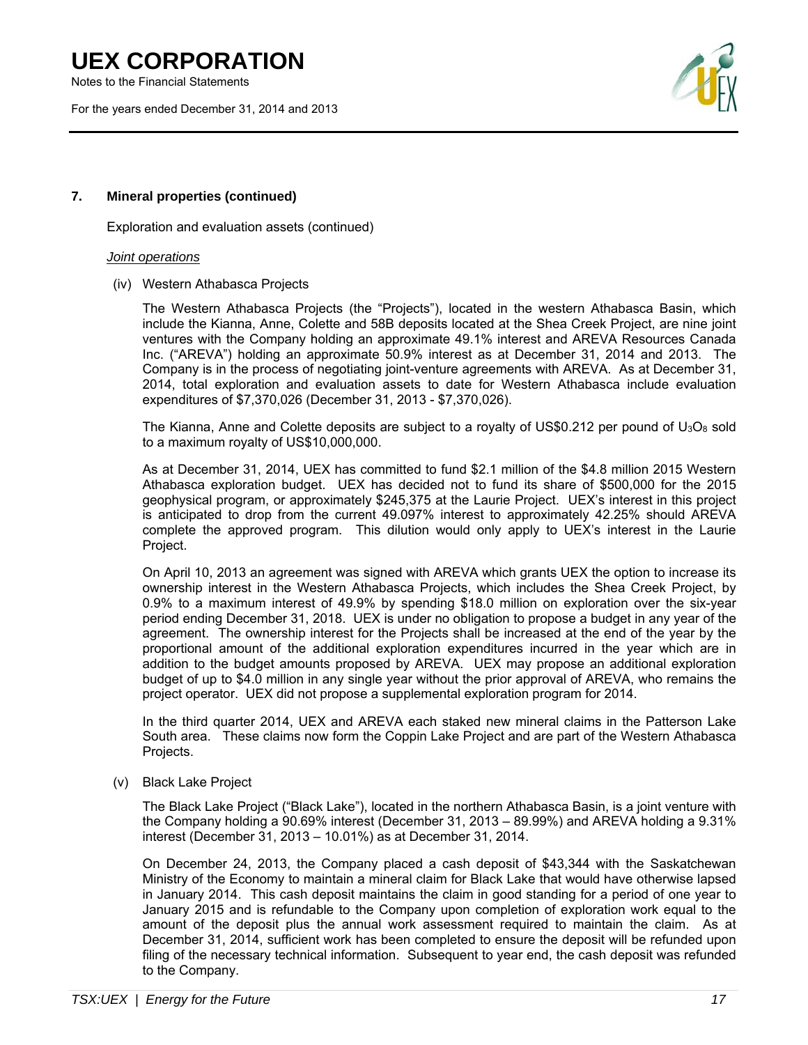## 7. Mineral properties (continued)

Exploration and evaluation assets (continued)

*Joint operations*

(iv) Western Athabasca Projects

The Western Athabasca Projects (the "Projects"), located in the western Athabasca Basin, which include the Kianna, Anne, Colette and 58B deposits located at the Shea Creek Project, are nine joint ventures with the Company holding an approximate 49.1% interest and AREVA Resources Canada Inc. ("AREVA") holding an approximate 50.9% interest as at December 31, 2014 and 2013. The Company is in the process of negotiating joint-venture agreements with AREVA. As at December 31, 2014, total exploration and evaluation assets to date for Western Athabasca include evaluation expenditures of $7,370,026 (December 31, 2013 - $7,370,026).

The Kianna, Anne and Colette deposits are subject to a royalty of US$0.212 per pound of $U_3O_8$ sold to a maximum royalty of US$10,000,000.

As at December 31, 2014, UEX has committed to fund $2.1 million of the $4.8 million 2015 Western Athabasca exploration budget. UEX has decided not to fund its share of $500,000 for the 2015 geophysical program, or approximately $245,375 at the Laurie Project. UEX's interest in this project is anticipated to drop from the current 49.097% interest to approximately 42.25% should AREVA complete the approved program. This dilution would only apply to UEX's interest in the Laurie Project.

On April 10, 2013 an agreement was signed with AREVA which grants UEX the option to increase its ownership interest in the Western Athabasca Projects, which includes the Shea Creek Project, by 0.9% to a maximum interest of 49.9% by spending $18.0 million on exploration over the six-year period ending December 31, 2018. UEX is under no obligation to propose a budget in any year of the agreement. The ownership interest for the Projects shall be increased at the end of the year by the proportional amount of the additional exploration expenditures incurred in the year which are in addition to the budget amounts proposed by AREVA. UEX may propose an additional exploration budget of up to $4.0 million in any single year without the prior approval of AREVA, who remains the project operator. UEX did not propose a supplemental exploration program for 2014.

In the third quarter 2014, UEX and AREVA each staked new mineral claims in the Patterson Lake South area. These claims now form the Coppin Lake Project and are part of the Western Athabasca Projects.

(v) Black Lake Project

The Black Lake Project ("Black Lake"), located in the northern Athabasca Basin, is a joint venture with the Company holding a 90.69% interest (December 31, 2013 – 89.99%) and AREVA holding a 9.31% interest (December 31, 2013 – 10.01%) as at December 31, 2014.

On December 24, 2013, the Company placed a cash deposit of $43,344 with the Saskatchewan Ministry of the Economy to maintain a mineral claim for Black Lake that would have otherwise lapsed in January 2014. This cash deposit maintains the claim in good standing for a period of one year to January 2015 and is refundable to the Company upon completion of exploration work equal to the amount of the deposit plus the annual work assessment required to maintain the claim. As at December 31, 2014, sufficient work has been completed to ensure the deposit will be refunded upon filing of the necessary technical information. Subsequent to year end, the cash deposit was refunded to the Company.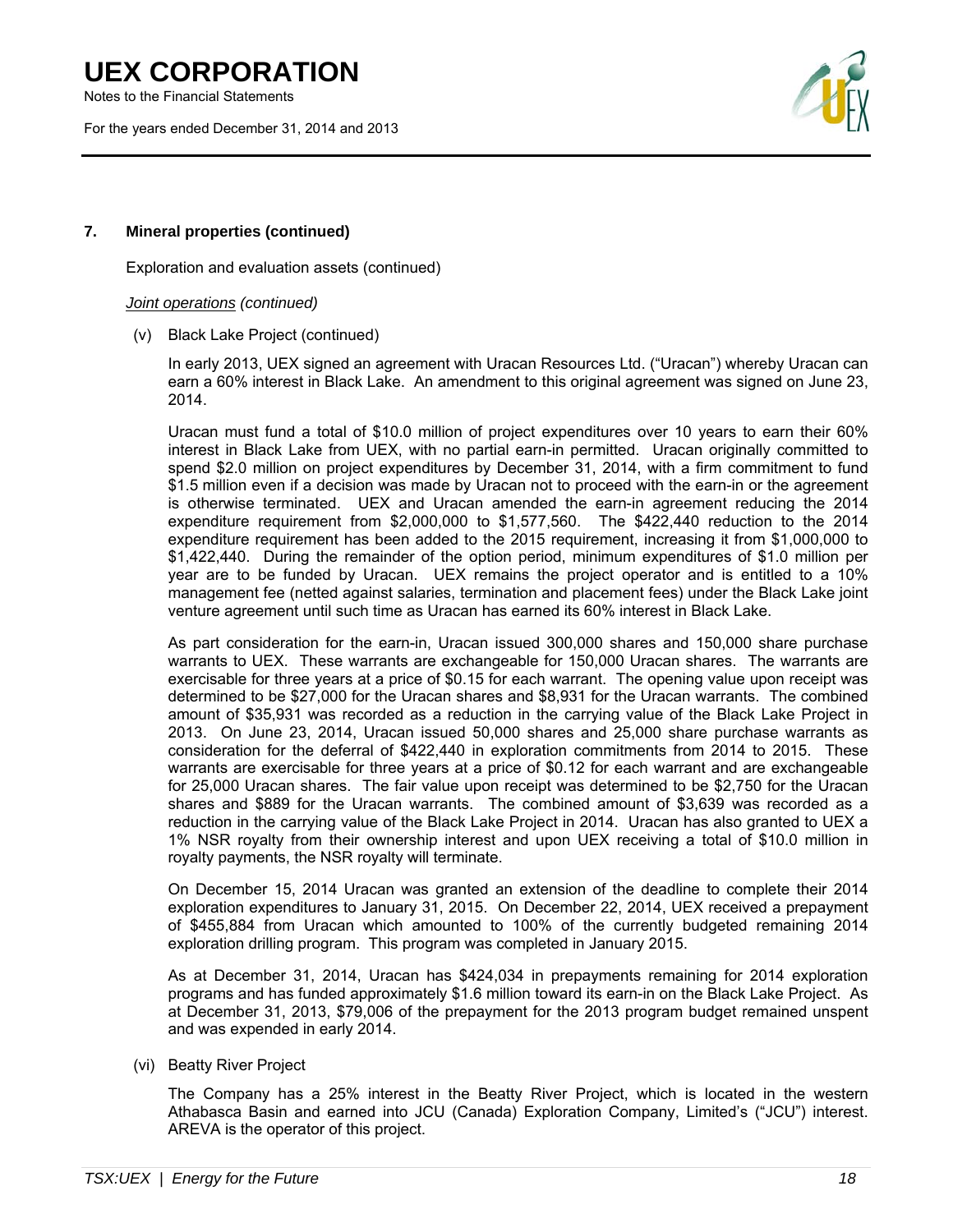### 7. Mineral properties (continued)

Exploration and evaluation assets (continued)

*Joint operations (continued)*

(v) Black Lake Project (continued)

In early 2013, UEX signed an agreement with Uracan Resources Ltd. ("Uracan") whereby Uracan can earn a 60% interest in Black Lake. An amendment to this original agreement was signed on June 23, 2014.

Uracan must fund a total of $10.0 million of project expenditures over 10 years to earn their 60% interest in Black Lake from UEX, with no partial earn-in permitted. Uracan originally committed to spend $2.0 million on project expenditures by December 31, 2014, with a firm commitment to fund $1.5 million even if a decision was made by Uracan not to proceed with the earn-in or the agreement is otherwise terminated. UEX and Uracan amended the earn-in agreement reducing the 2014 expenditure requirement from $2,000,000 to $1,577,560. The $422,440 reduction to the 2014 expenditure requirement has been added to the 2015 requirement, increasing it from $1,000,000 to $1,422,440. During the remainder of the option period, minimum expenditures of $1.0 million per year are to be funded by Uracan. UEX remains the project operator and is entitled to a 10% management fee (netted against salaries, termination and placement fees) under the Black Lake joint venture agreement until such time as Uracan has earned its 60% interest in Black Lake.

As part consideration for the earn-in, Uracan issued 300,000 shares and 150,000 share purchase warrants to UEX. These warrants are exchangeable for 150,000 Uracan shares. The warrants are exercisable for three years at a price of $0.15 for each warrant. The opening value upon receipt was determined to be $27,000 for the Uracan shares and $8,931 for the Uracan warrants. The combined amount of $35,931 was recorded as a reduction in the carrying value of the Black Lake Project in 2013. On June 23, 2014, Uracan issued 50,000 shares and 25,000 share purchase warrants as consideration for the deferral of $422,440 in exploration commitments from 2014 to 2015. These warrants are exercisable for three years at a price of $0.12 for each warrant and are exchangeable for 25,000 Uracan shares. The fair value upon receipt was determined to be $2,750 for the Uracan shares and $889 for the Uracan warrants. The combined amount of $3,639 was recorded as a reduction in the carrying value of the Black Lake Project in 2014. Uracan has also granted to UEX a 1% NSR royalty from their ownership interest and upon UEX receiving a total of $10.0 million in royalty payments, the NSR royalty will terminate.

On December 15, 2014 Uracan was granted an extension of the deadline to complete their 2014 exploration expenditures to January 31, 2015. On December 22, 2014, UEX received a prepayment of $455,884 from Uracan which amounted to 100% of the currently budgeted remaining 2014 exploration drilling program. This program was completed in January 2015.

As at December 31, 2014, Uracan has $424,034 in prepayments remaining for 2014 exploration programs and has funded approximately $1.6 million toward its earn-in on the Black Lake Project. As at December 31, 2013, $79,006 of the prepayment for the 2013 program budget remained unspent and was expended in early 2014.

(vi) Beatty River Project

The Company has a 25% interest in the Beatty River Project, which is located in the western Athabasca Basin and earned into JCU (Canada) Exploration Company, Limited's ("JCU") interest. AREVA is the operator of this project.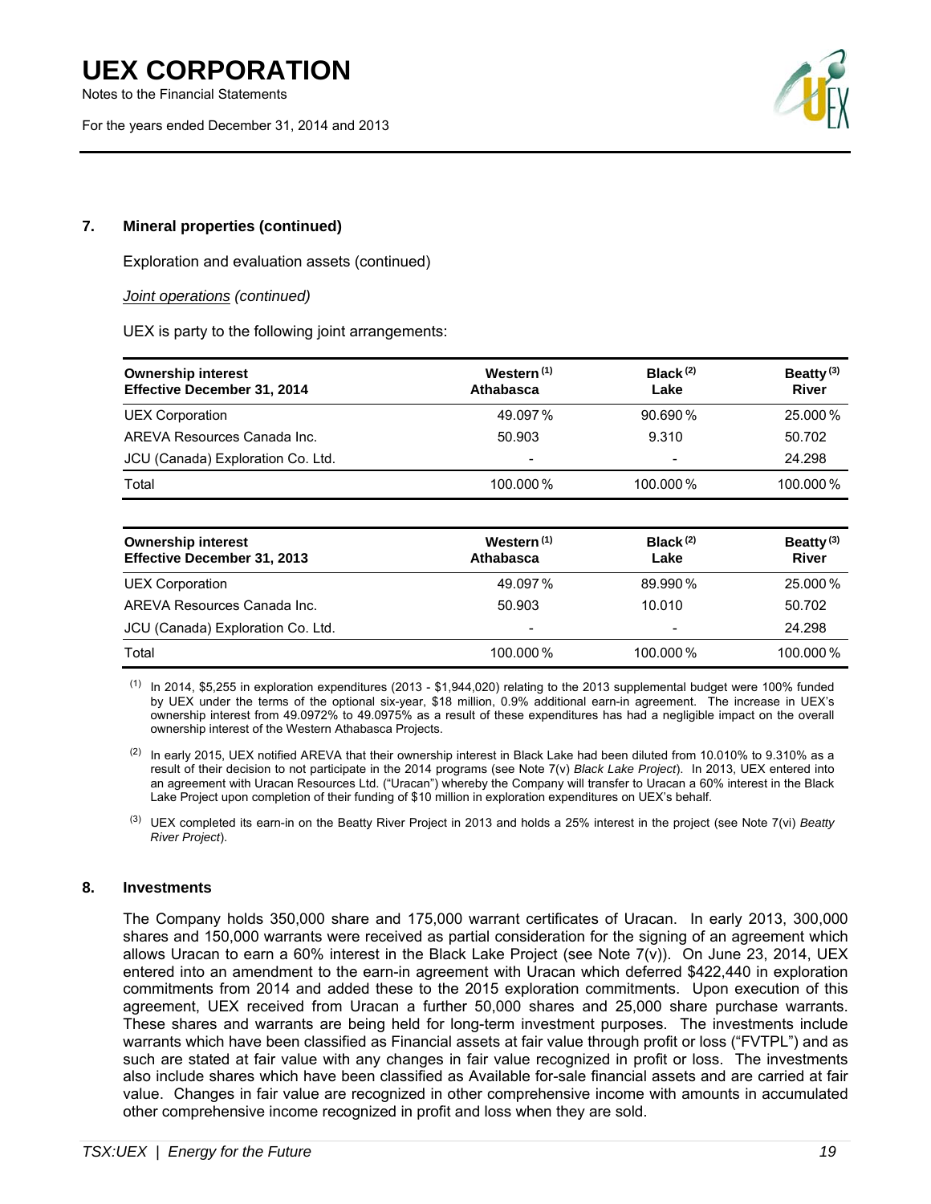## 7. Mineral properties (continued)

Exploration and evaluation assets (continued)

*Joint operations (continued)*

UEX is party to the following joint arrangements:

| Ownership interest Effective December 31, 2014 | Western [(1)] Athabasca | Black [(2)] Lake | Beatty [(3)] River |
|---|---|---|---|
| UEX Corporation | 49.097 % | 90.690 % | 25.000 % |
| AREVA Resources Canada Inc. | 50.903 | 9.310 | 50.702 |
| JCU (Canada) Exploration Co. Ltd. | - | - | 24.298 |
| Total | 100.000 % | 100.000 % | 100.000 % |

| Ownership interest Effective December 31, 2013 | Western [(1)] Athabasca | Black [(2)] Lake | Beatty [(3)] River |
|---|---|---|---|
| UEX Corporation | 49.097 % | 89.990 % | 25.000 % |
| AREVA Resources Canada Inc. | 50.903 | 10.010 | 50.702 |
| JCU (Canada) Exploration Co. Ltd. | - | - | 24.298 |
| Total | 100.000 % | 100.000 % | 100.000 % |

(1) In 2014, $5,255 in exploration expenditures (2013 - $1,944,020) relating to the 2013 supplemental budget were 100% funded by UEX under the terms of the optional six-year, $18 million, 0.9% additional earn-in agreement. The increase in UEX's ownership interest from 49.0972% to 49.0975% as a result of these expenditures has had a negligible impact on the overall ownership interest of the Western Athabasca Projects.

(2) In early 2015, UEX notified AREVA that their ownership interest in Black Lake had been diluted from 10.010% to 9.310% as a result of their decision to not participate in the 2014 programs (see Note 7(v) *Black Lake Project*). In 2013, UEX entered into an agreement with Uracan Resources Ltd. ("Uracan") whereby the Company will transfer to Uracan a 60% interest in the Black Lake Project upon completion of their funding of $10 million in exploration expenditures on UEX's behalf.

(3) UEX completed its earn-in on the Beatty River Project in 2013 and holds a 25% interest in the project (see Note 7(vi) *Beatty River Project*).

## 8. Investments

The Company holds 350,000 share and 175,000 warrant certificates of Uracan. In early 2013, 300,000 shares and 150,000 warrants were received as partial consideration for the signing of an agreement which allows Uracan to earn a 60% interest in the Black Lake Project (see Note 7(v)). On June 23, 2014, UEX entered into an amendment to the earn-in agreement with Uracan which deferred $422,440 in exploration commitments from 2014 and added these to the 2015 exploration commitments. Upon execution of this agreement, UEX received from Uracan a further 50,000 shares and 25,000 share purchase warrants. These shares and warrants are being held for long-term investment purposes. The investments include warrants which have been classified as Financial assets at fair value through profit or loss ("FVTPL") and as such are stated at fair value with any changes in fair value recognized in profit or loss. The investments also include shares which have been classified as Available for-sale financial assets and are carried at fair value. Changes in fair value are recognized in other comprehensive income with amounts in accumulated other comprehensive income recognized in profit and loss when they are sold.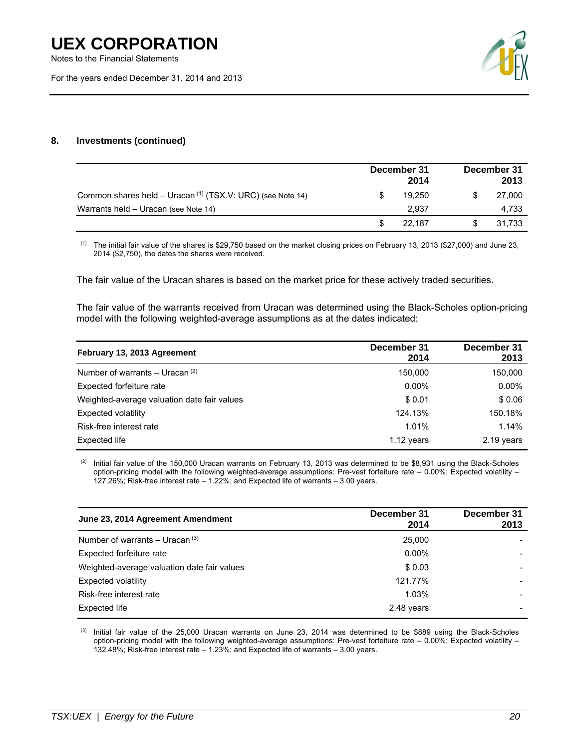### 8. Investments (continued)

| | December 31 2014 | December 31 2013 |
|---|---|---|
| Common shares held – Uracan [(1)] (TSX.V: URC) (see Note 14) | $ 19,250 | $ 27,000 |
| Warrants held – Uracan (see Note 14) | 2,937 | 4,733 |
| | $ 22,187 | $ 31,733 |

(1) The initial fair value of the shares is $29,750 based on the market closing prices on February 13, 2013 ($27,000) and June 23, 2014 ($2,750), the dates the shares were received.

The fair value of the Uracan shares is based on the market price for these actively traded securities.

The fair value of the warrants received from Uracan was determined using the Black-Scholes option-pricing model with the following weighted-average assumptions as at the dates indicated:

| February 13, 2013 Agreement | December 31 2014 | December 31 2013 |
|---|---|---|
| Number of warrants – Uracan [(2)] | 150,000 | 150,000 |
| Expected forfeiture rate | 0.00% | 0.00% |
| Weighted-average valuation date fair values | $ 0.01 | $ 0.06 |
| Expected volatility | 124.13% | 150.18% |
| Risk-free interest rate | 1.01% | 1.14% |
| Expected life | 1.12 years | 2.19 years |

(2) Initial fair value of the 150,000 Uracan warrants on February 13, 2013 was determined to be $8,931 using the Black-Scholes option-pricing model with the following weighted-average assumptions: Pre-vest forfeiture rate – 0.00%; Expected volatility – 127.26%; Risk-free interest rate – 1.22%; and Expected life of warrants – 3.00 years.

| June 23, 2014 Agreement Amendment | December 31 2014 | December 31 2013 |
|---|---|---|
| Number of warrants – Uracan [(3)] | 25,000 | - |
| Expected forfeiture rate | 0.00% | - |
| Weighted-average valuation date fair values | $ 0.03 | - |
| Expected volatility | 121.77% | - |
| Risk-free interest rate | 1.03% | - |
| Expected life | 2.48 years | - |

(3) Initial fair value of the 25,000 Uracan warrants on June 23, 2014 was determined to be $889 using the Black-Scholes option-pricing model with the following weighted-average assumptions: Pre-vest forfeiture rate – 0.00%; Expected volatility – 132.48%; Risk-free interest rate – 1.23%; and Expected life of warrants – 3.00 years.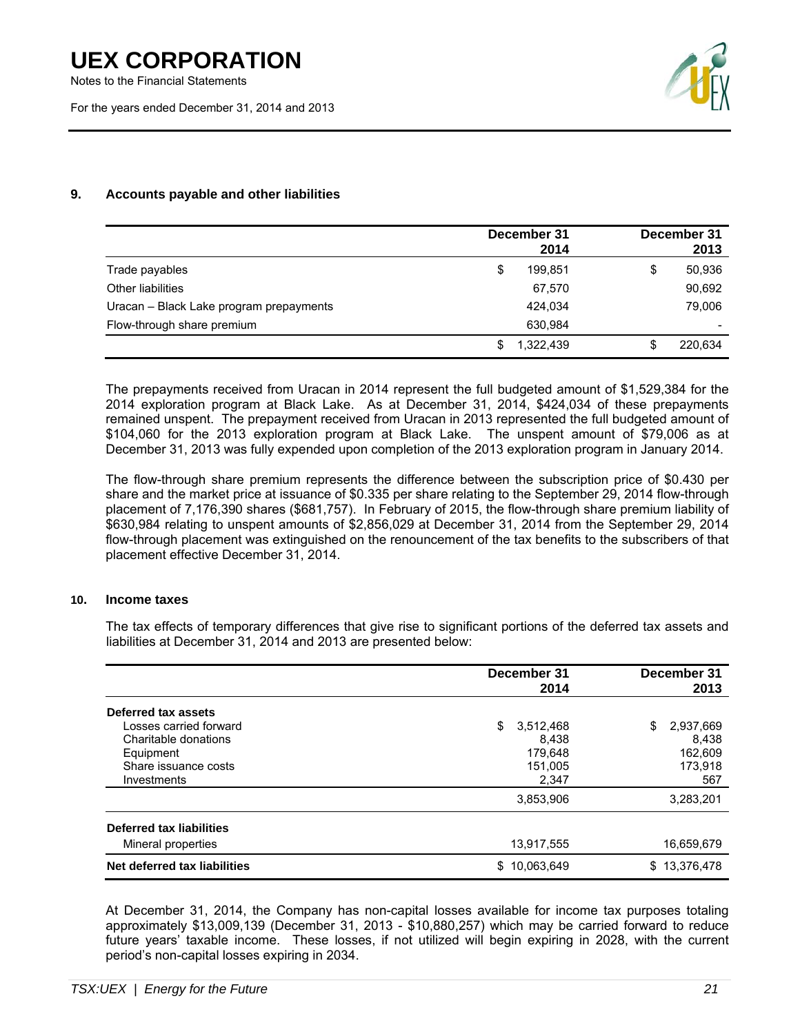## 9. Accounts payable and other liabilities

| | December 31 2014 | December 31 2013 |
|---|---|---|
| Trade payables | $ 199,851 | $ 50,936 |
| Other liabilities | 67,570 | 90,692 |
| Uracan – Black Lake program prepayments | 424,034 | 79,006 |
| Flow-through share premium | 630,984 | - |
| | $ 1,322,439 | $ 220,634 |

The prepayments received from Uracan in 2014 represent the full budgeted amount of $1,529,384 for the 2014 exploration program at Black Lake. As at December 31, 2014, $424,034 of these prepayments remained unspent. The prepayment received from Uracan in 2013 represented the full budgeted amount of $104,060 for the 2013 exploration program at Black Lake. The unspent amount of $79,006 as at December 31, 2013 was fully expended upon completion of the 2013 exploration program in January 2014.

The flow-through share premium represents the difference between the subscription price of $0.430 per share and the market price at issuance of $0.335 per share relating to the September 29, 2014 flow-through placement of 7,176,390 shares ($681,757). In February of 2015, the flow-through share premium liability of $630,984 relating to unspent amounts of $2,856,029 at December 31, 2014 from the September 29, 2014 flow-through placement was extinguished on the renouncement of the tax benefits to the subscribers of that placement effective December 31, 2014.

## 10. Income taxes

The tax effects of temporary differences that give rise to significant portions of the deferred tax assets and liabilities at December 31, 2014 and 2013 are presented below:

| | December 31 2014 | December 31 2013 |
|---|---|---|
| **Deferred tax assets** | | |
| Losses carried forward | $ 3,512,468 | $ 2,937,669 |
| Charitable donations | 8,438 | 8,438 |
| Equipment | 179,648 | 162,609 |
| Share issuance costs | 151,005 | 173,918 |
| Investments | 2,347 | 567 |
| | 3,853,906 | 3,283,201 |
| **Deferred tax liabilities** | | |
| Mineral properties | 13,917,555 | 16,659,679 |
| **Net deferred tax liabilities** | $ 10,063,649 | $ 13,376,478 |

At December 31, 2014, the Company has non-capital losses available for income tax purposes totaling approximately $13,009,139 (December 31, 2013 - $10,880,257) which may be carried forward to reduce future years' taxable income. These losses, if not utilized will begin expiring in 2028, with the current period's non-capital losses expiring in 2034.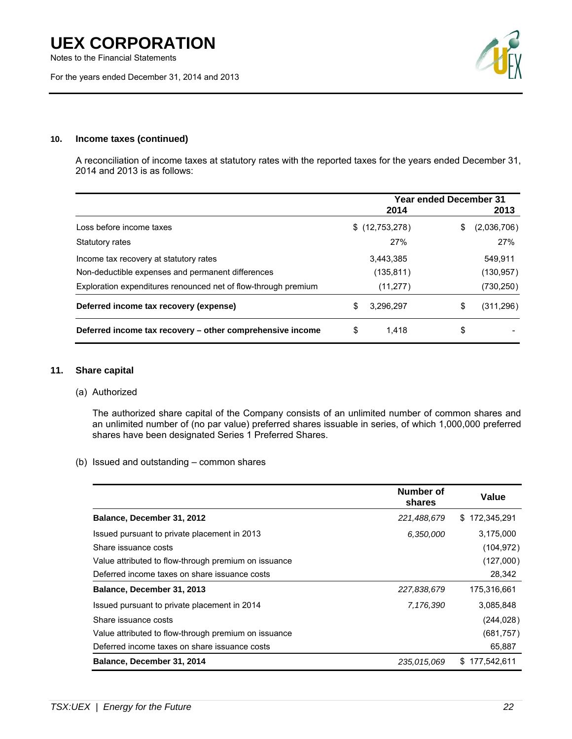### 10. Income taxes (continued)

A reconciliation of income taxes at statutory rates with the reported taxes for the years ended December 31, 2014 and 2013 is as follows:

| | Year ended December 31 2014 | 2013 |
|---|---|---|
| Loss before income taxes | $ (12,753,278) | $ (2,036,706) |
| Statutory rates | 27% | 27% |
| Income tax recovery at statutory rates | 3,443,385 | 549,911 |
| Non-deductible expenses and permanent differences | (135,811) | (130,957) |
| Exploration expenditures renounced net of flow-through premium | (11,277) | (730,250) |
| **Deferred income tax recovery (expense)** | $ 3,296,297 | $ (311,296) |
| **Deferred income tax recovery – other comprehensive income** | $ 1,418 | $ - |

### 11. Share capital

(a) Authorized

The authorized share capital of the Company consists of an unlimited number of common shares and an unlimited number of (no par value) preferred shares issuable in series, of which 1,000,000 preferred shares have been designated Series 1 Preferred Shares.

(b) Issued and outstanding – common shares

| | Number of shares | Value |
|---|---|---|
| **Balance, December 31, 2012** | *221,488,679* | $ 172,345,291 |
| Issued pursuant to private placement in 2013 | *6,350,000* | 3,175,000 |
| Share issuance costs | | (104,972) |
| Value attributed to flow-through premium on issuance | | (127,000) |
| Deferred income taxes on share issuance costs | | 28,342 |
| **Balance, December 31, 2013** | *227,838,679* | 175,316,661 |
| Issued pursuant to private placement in 2014 | *7,176,390* | 3,085,848 |
| Share issuance costs | | (244,028) |
| Value attributed to flow-through premium on issuance | | (681,757) |
| Deferred income taxes on share issuance costs | | 65,887 |
| **Balance, December 31, 2014** | *235,015,069* | $ 177,542,611 |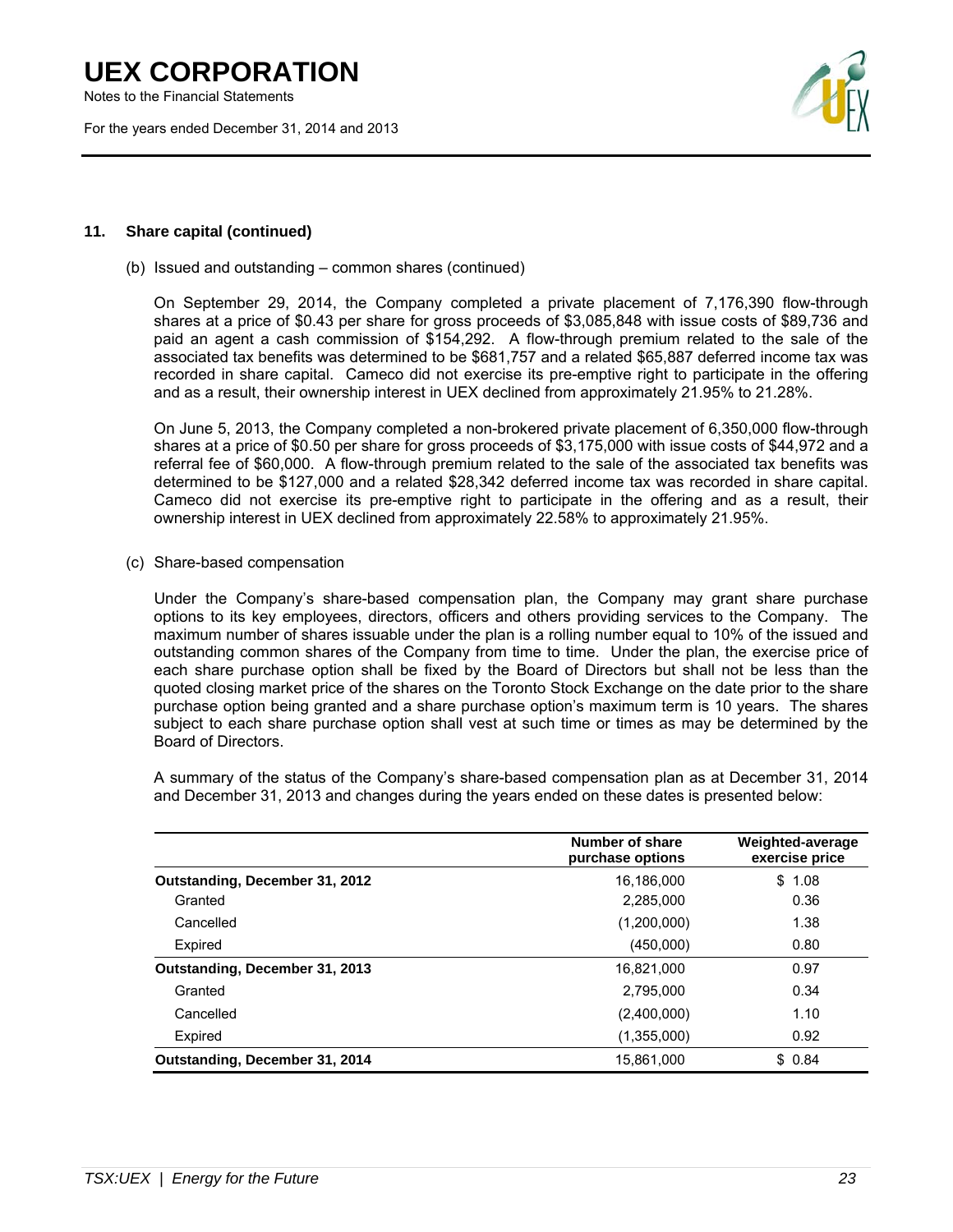## 11. Share capital (continued)

(b) Issued and outstanding – common shares (continued)

On September 29, 2014, the Company completed a private placement of 7,176,390 flow-through shares at a price of $0.43 per share for gross proceeds of $3,085,848 with issue costs of $89,736 and paid an agent a cash commission of $154,292. A flow-through premium related to the sale of the associated tax benefits was determined to be $681,757 and a related $65,887 deferred income tax was recorded in share capital. Cameco did not exercise its pre-emptive right to participate in the offering and as a result, their ownership interest in UEX declined from approximately 21.95% to 21.28%.

On June 5, 2013, the Company completed a non-brokered private placement of 6,350,000 flow-through shares at a price of $0.50 per share for gross proceeds of $3,175,000 with issue costs of $44,972 and a referral fee of $60,000. A flow-through premium related to the sale of the associated tax benefits was determined to be $127,000 and a related $28,342 deferred income tax was recorded in share capital. Cameco did not exercise its pre-emptive right to participate in the offering and as a result, their ownership interest in UEX declined from approximately 22.58% to approximately 21.95%.

(c) Share-based compensation

Under the Company's share-based compensation plan, the Company may grant share purchase options to its key employees, directors, officers and others providing services to the Company. The maximum number of shares issuable under the plan is a rolling number equal to 10% of the issued and outstanding common shares of the Company from time to time. Under the plan, the exercise price of each share purchase option shall be fixed by the Board of Directors but shall not be less than the quoted closing market price of the shares on the Toronto Stock Exchange on the date prior to the share purchase option being granted and a share purchase option's maximum term is 10 years. The shares subject to each share purchase option shall vest at such time or times as may be determined by the Board of Directors.

A summary of the status of the Company's share-based compensation plan as at December 31, 2014 and December 31, 2013 and changes during the years ended on these dates is presented below:

| | Number of share purchase options | Weighted-average exercise price |
|---|---|---|
| **Outstanding, December 31, 2012** | 16,186,000 | $ 1.08 |
| Granted | 2,285,000 | 0.36 |
| Cancelled | (1,200,000) | 1.38 |
| Expired | (450,000) | 0.80 |
| **Outstanding, December 31, 2013** | 16,821,000 | 0.97 |
| Granted | 2,795,000 | 0.34 |
| Cancelled | (2,400,000) | 1.10 |
| Expired | (1,355,000) | 0.92 |
| **Outstanding, December 31, 2014** | 15,861,000 | $ 0.84 |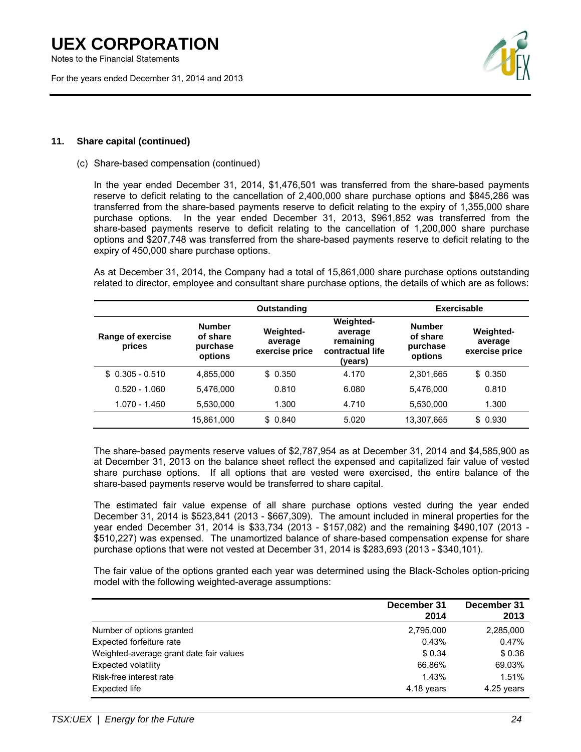### 11. Share capital (continued)

(c) Share-based compensation (continued)

In the year ended December 31, 2014, $1,476,501 was transferred from the share-based payments reserve to deficit relating to the cancellation of 2,400,000 share purchase options and $845,286 was transferred from the share-based payments reserve to deficit relating to the expiry of 1,355,000 share purchase options. In the year ended December 31, 2013, $961,852 was transferred from the share-based payments reserve to deficit relating to the cancellation of 1,200,000 share purchase options and $207,748 was transferred from the share-based payments reserve to deficit relating to the expiry of 450,000 share purchase options.

As at December 31, 2014, the Company had a total of 15,861,000 share purchase options outstanding related to director, employee and consultant share purchase options, the details of which are as follows:

| | Outstanding | | | Exercisable | |
|---|---|---|---|---|---|
| Range of exercise prices | Number of share purchase options | Weighted-average exercise price | Weighted-average remaining contractual life (years) | Number of share purchase options | Weighted-average exercise price |
| $ 0.305 - 0.510 | 4,855,000 | $ 0.350 | 4.170 | 2,301,665 | $ 0.350 |
| 0.520 - 1.060 | 5,476,000 | 0.810 | 6.080 | 5,476,000 | 0.810 |
| 1.070 - 1.450 | 5,530,000 | 1.300 | 4.710 | 5,530,000 | 1.300 |
| | 15,861,000 | $ 0.840 | 5.020 | 13,307,665 | $ 0.930 |

The share-based payments reserve values of $2,787,954 as at December 31, 2014 and $4,585,900 as at December 31, 2013 on the balance sheet reflect the expensed and capitalized fair value of vested share purchase options. If all options that are vested were exercised, the entire balance of the share-based payments reserve would be transferred to share capital.

The estimated fair value expense of all share purchase options vested during the year ended December 31, 2014 is $523,841 (2013 - $667,309). The amount included in mineral properties for the year ended December 31, 2014 is $33,734 (2013 - $157,082) and the remaining $490,107 (2013 - $510,227) was expensed. The unamortized balance of share-based compensation expense for share purchase options that were not vested at December 31, 2014 is $283,693 (2013 - $340,101).

The fair value of the options granted each year was determined using the Black-Scholes option-pricing model with the following weighted-average assumptions:

| | December 31 2014 | December 31 2013 |
|---|---|---|
| Number of options granted | 2,795,000 | 2,285,000 |
| Expected forfeiture rate | 0.43% | 0.47% |
| Weighted-average grant date fair values | $ 0.34 | $ 0.36 |
| Expected volatility | 66.86% | 69.03% |
| Risk-free interest rate | 1.43% | 1.51% |
| Expected life | 4.18 years | 4.25 years |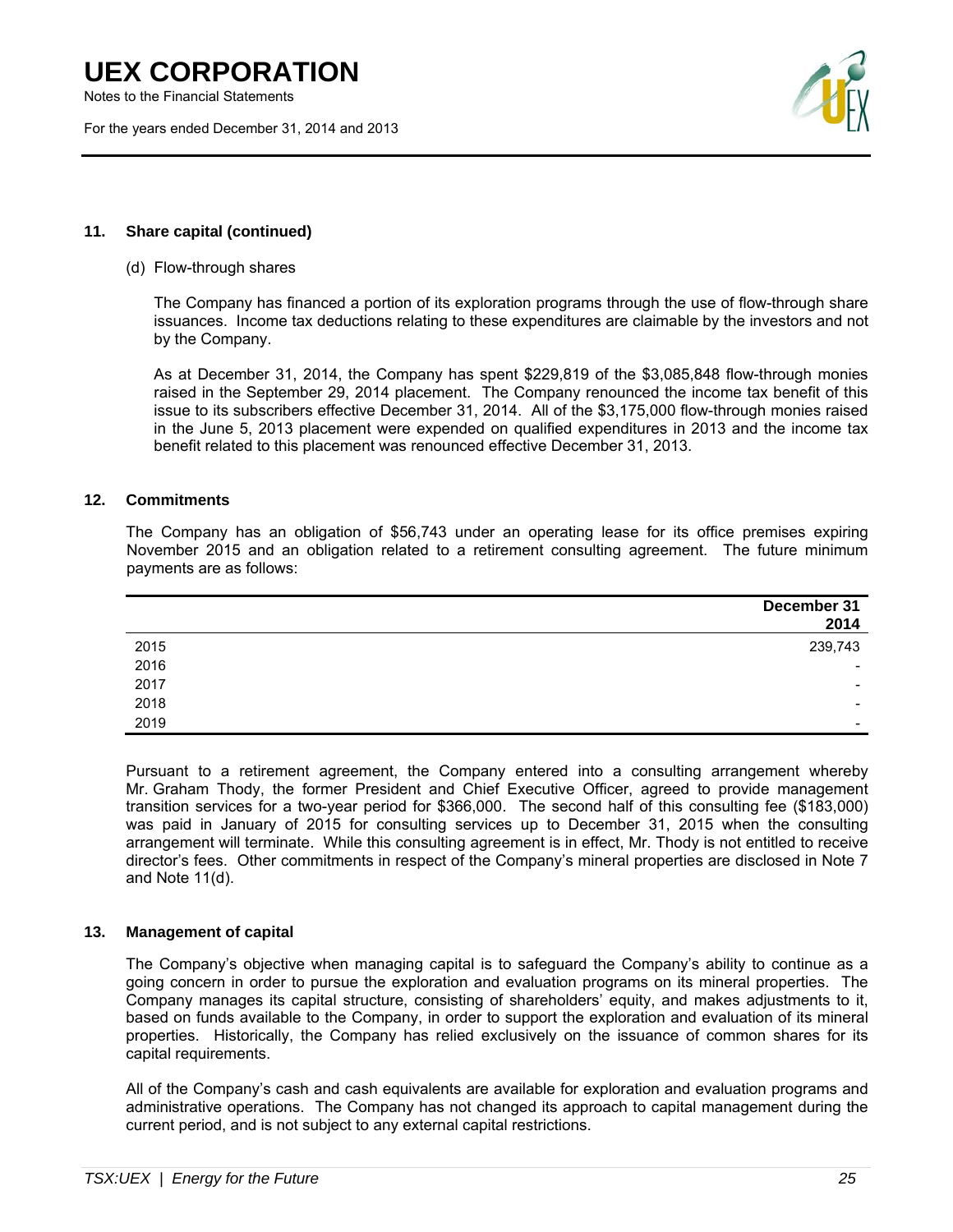## 11. Share capital (continued)

(d) Flow-through shares

The Company has financed a portion of its exploration programs through the use of flow-through share issuances. Income tax deductions relating to these expenditures are claimable by the investors and not by the Company.

As at December 31, 2014, the Company has spent $229,819 of the $3,085,848 flow-through monies raised in the September 29, 2014 placement. The Company renounced the income tax benefit of this issue to its subscribers effective December 31, 2014. All of the $3,175,000 flow-through monies raised in the June 5, 2013 placement were expended on qualified expenditures in 2013 and the income tax benefit related to this placement was renounced effective December 31, 2013.

## 12. Commitments

The Company has an obligation of $56,743 under an operating lease for its office premises expiring November 2015 and an obligation related to a retirement consulting agreement. The future minimum payments are as follows:

| | December 31 2014 |
|---|---|
| 2015 | 239,743 |
| 2016 | - |
| 2017 | - |
| 2018 | - |
| 2019 | - |

Pursuant to a retirement agreement, the Company entered into a consulting arrangement whereby Mr. Graham Thody, the former President and Chief Executive Officer, agreed to provide management transition services for a two-year period for $366,000. The second half of this consulting fee ($183,000) was paid in January of 2015 for consulting services up to December 31, 2015 when the consulting arrangement will terminate. While this consulting agreement is in effect, Mr. Thody is not entitled to receive director's fees. Other commitments in respect of the Company's mineral properties are disclosed in Note 7 and Note 11(d).

## 13. Management of capital

The Company's objective when managing capital is to safeguard the Company's ability to continue as a going concern in order to pursue the exploration and evaluation programs on its mineral properties. The Company manages its capital structure, consisting of shareholders' equity, and makes adjustments to it, based on funds available to the Company, in order to support the exploration and evaluation of its mineral properties. Historically, the Company has relied exclusively on the issuance of common shares for its capital requirements.

All of the Company's cash and cash equivalents are available for exploration and evaluation programs and administrative operations. The Company has not changed its approach to capital management during the current period, and is not subject to any external capital restrictions.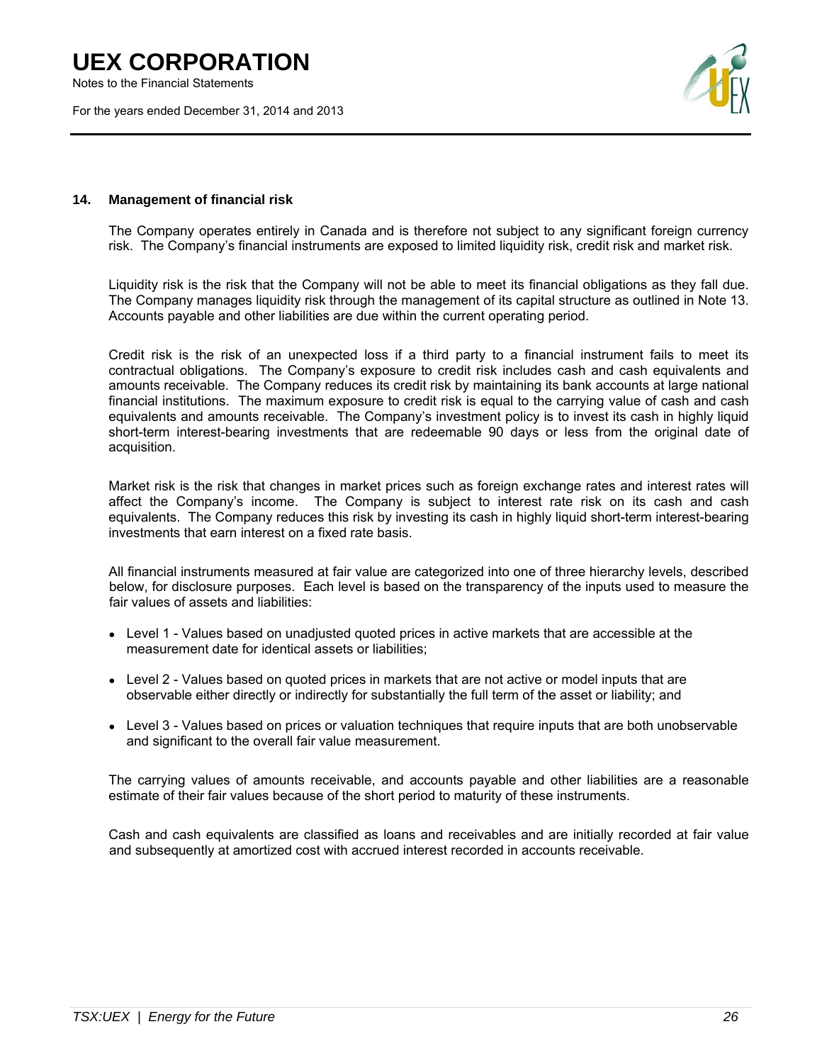## 14. Management of financial risk

The Company operates entirely in Canada and is therefore not subject to any significant foreign currency risk. The Company's financial instruments are exposed to limited liquidity risk, credit risk and market risk.

Liquidity risk is the risk that the Company will not be able to meet its financial obligations as they fall due. The Company manages liquidity risk through the management of its capital structure as outlined in Note 13. Accounts payable and other liabilities are due within the current operating period.

Credit risk is the risk of an unexpected loss if a third party to a financial instrument fails to meet its contractual obligations. The Company's exposure to credit risk includes cash and cash equivalents and amounts receivable. The Company reduces its credit risk by maintaining its bank accounts at large national financial institutions. The maximum exposure to credit risk is equal to the carrying value of cash and cash equivalents and amounts receivable. The Company's investment policy is to invest its cash in highly liquid short-term interest-bearing investments that are redeemable 90 days or less from the original date of acquisition.

Market risk is the risk that changes in market prices such as foreign exchange rates and interest rates will affect the Company's income. The Company is subject to interest rate risk on its cash and cash equivalents. The Company reduces this risk by investing its cash in highly liquid short-term interest-bearing investments that earn interest on a fixed rate basis.

All financial instruments measured at fair value are categorized into one of three hierarchy levels, described below, for disclosure purposes. Each level is based on the transparency of the inputs used to measure the fair values of assets and liabilities:

- Level 1 - Values based on unadjusted quoted prices in active markets that are accessible at the measurement date for identical assets or liabilities;
- Level 2 - Values based on quoted prices in markets that are not active or model inputs that are observable either directly or indirectly for substantially the full term of the asset or liability; and
- Level 3 - Values based on prices or valuation techniques that require inputs that are both unobservable and significant to the overall fair value measurement.

The carrying values of amounts receivable, and accounts payable and other liabilities are a reasonable estimate of their fair values because of the short period to maturity of these instruments.

Cash and cash equivalents are classified as loans and receivables and are initially recorded at fair value and subsequently at amortized cost with accrued interest recorded in accounts receivable.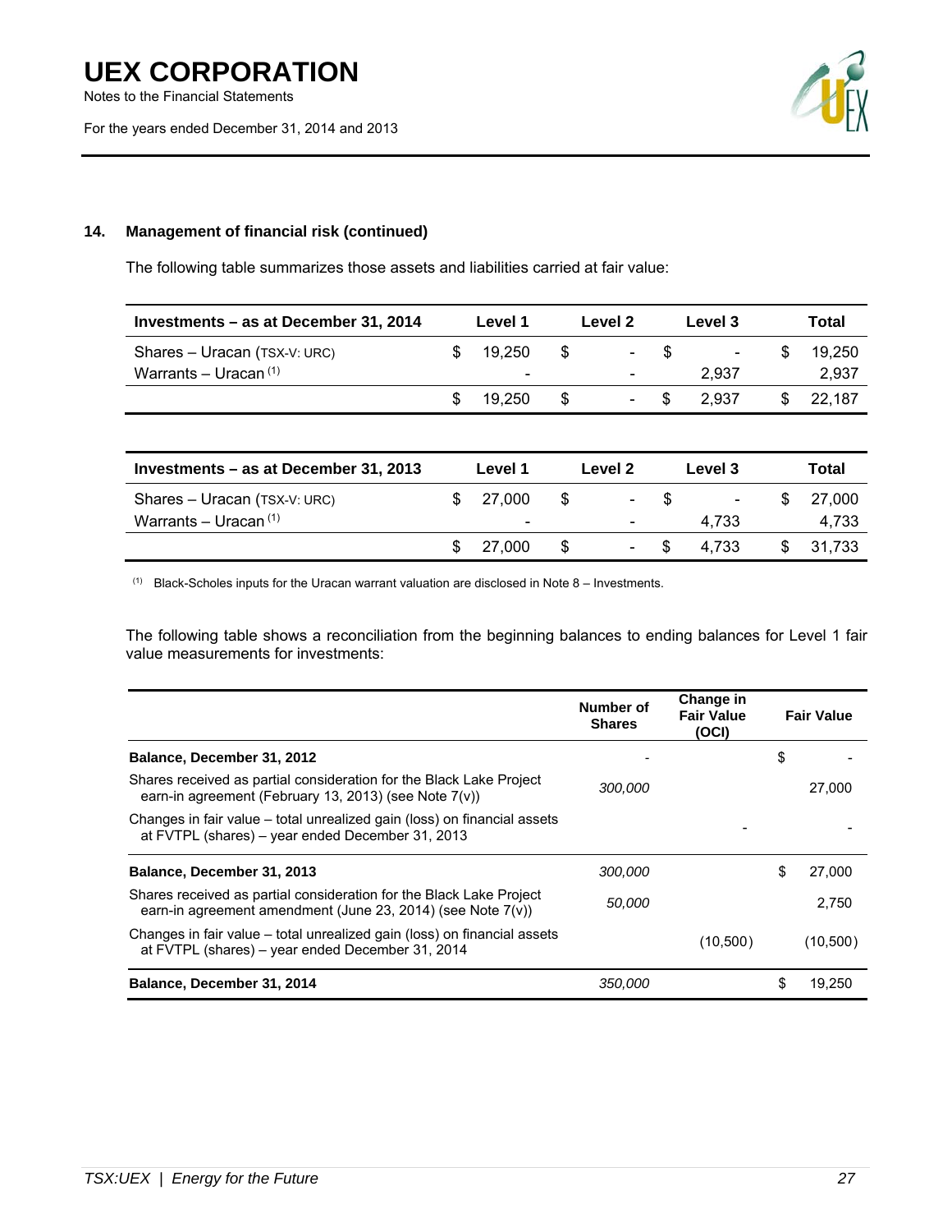## 14. Management of financial risk (continued)

The following table summarizes those assets and liabilities carried at fair value:

| Investments – as at December 31, 2014 | Level 1 | Level 2 | Level 3 | Total |
|---|---|---|---|---|
| Shares – Uracan (TSX-V: URC) | $ 19,250 | $ - | $ - | $ 19,250 |
| Warrants – Uracan [(1)] | - | - | 2,937 | 2,937 |
| | $ 19,250 | $ - | $ 2,937 | $ 22,187 |

| Investments – as at December 31, 2013 | Level 1 | Level 2 | Level 3 | Total |
|---|---|---|---|---|
| Shares – Uracan (TSX-V: URC) | $ 27,000 | $ - | $ - | $ 27,000 |
| Warrants – Uracan [(1)] | - | - | 4,733 | 4,733 |
| | $ 27,000 | $ - | $ 4,733 | $ 31,733 |

[(1)] Black-Scholes inputs for the Uracan warrant valuation are disclosed in Note 8 – Investments.

The following table shows a reconciliation from the beginning balances to ending balances for Level 1 fair value measurements for investments:

| | Number of Shares | Change in Fair Value (OCI) | Fair Value |
|---|---|---|---|
| **Balance, December 31, 2012** | - | | $ - |
| Shares received as partial consideration for the Black Lake Project earn-in agreement (February 13, 2013) (see Note 7(v)) | *300,000* | | 27,000 |
| Changes in fair value – total unrealized gain (loss) on financial assets at FVTPL (shares) – year ended December 31, 2013 | | - | - |
| **Balance, December 31, 2013** | *300,000* | | $ 27,000 |
| Shares received as partial consideration for the Black Lake Project earn-in agreement amendment (June 23, 2014) (see Note 7(v)) | *50,000* | | 2,750 |
| Changes in fair value – total unrealized gain (loss) on financial assets at FVTPL (shares) – year ended December 31, 2014 | | (10,500) | (10,500) |
| **Balance, December 31, 2014** | *350,000* | | $ 19,250 |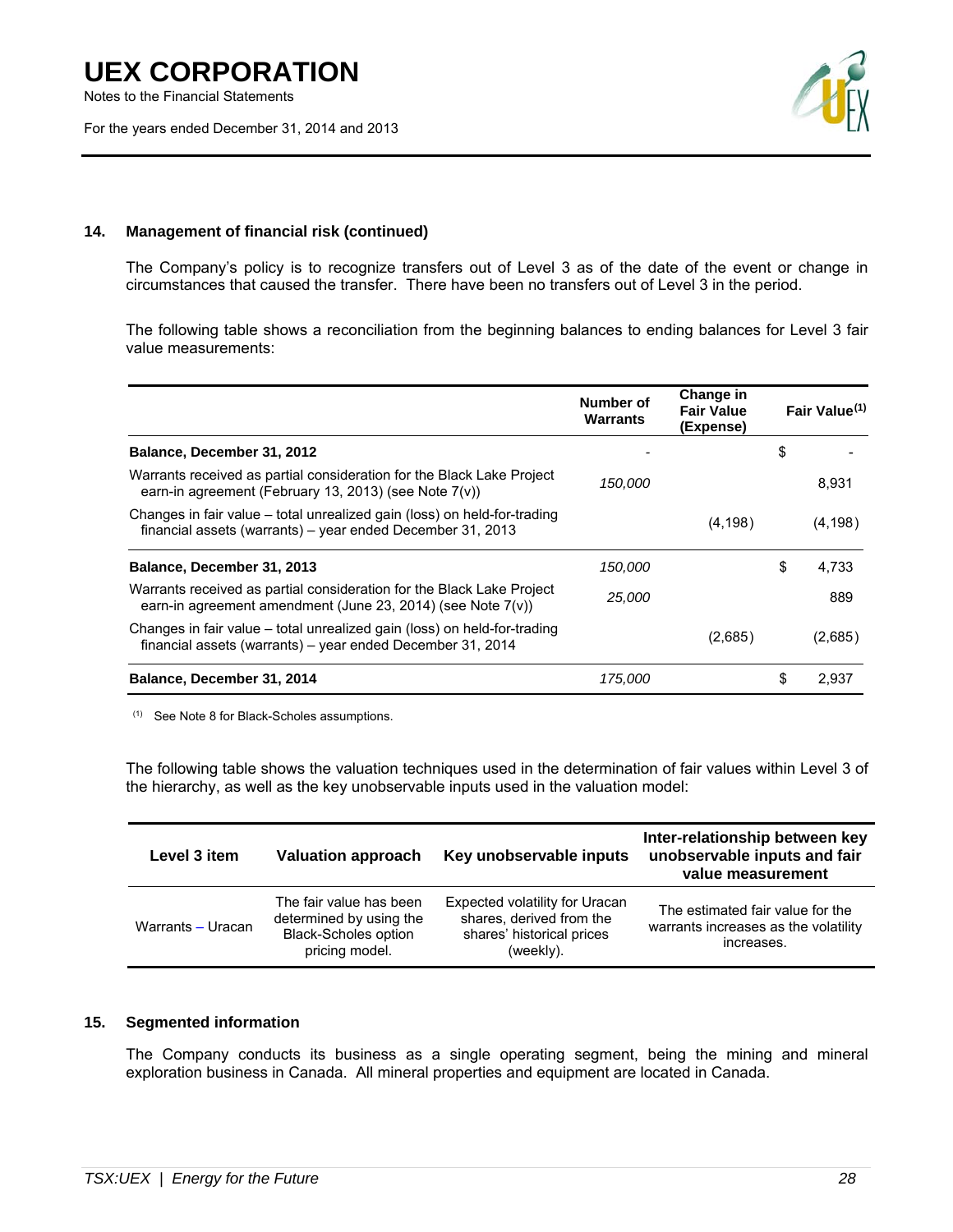## 14. Management of financial risk (continued)

The Company's policy is to recognize transfers out of Level 3 as of the date of the event or change in circumstances that caused the transfer. There have been no transfers out of Level 3 in the period.

The following table shows a reconciliation from the beginning balances to ending balances for Level 3 fair value measurements:

| | Number of Warrants | Change in Fair Value (Expense) | Fair Value[(1)] |
|---|---|---|---|
| **Balance, December 31, 2012** | - | | $ - |
| Warrants received as partial consideration for the Black Lake Project earn-in agreement (February 13, 2013) (see Note 7(v)) | *150,000* | | 8,931 |
| Changes in fair value – total unrealized gain (loss) on held-for-trading financial assets (warrants) – year ended December 31, 2013 | | (4,198) | (4,198) |
| **Balance, December 31, 2013** | *150,000* | | $ 4,733 |
| Warrants received as partial consideration for the Black Lake Project earn-in agreement amendment (June 23, 2014) (see Note 7(v)) | *25,000* | | 889 |
| Changes in fair value – total unrealized gain (loss) on held-for-trading financial assets (warrants) – year ended December 31, 2014 | | (2,685) | (2,685) |
| **Balance, December 31, 2014** | *175,000* | | $ 2,937 |

(1) See Note 8 for Black-Scholes assumptions.

The following table shows the valuation techniques used in the determination of fair values within Level 3 of the hierarchy, as well as the key unobservable inputs used in the valuation model:

| Level 3 item | Valuation approach | Key unobservable inputs | Inter-relationship between key unobservable inputs and fair value measurement |
|---|---|---|---|
| Warrants – Uracan | The fair value has been determined by using the Black-Scholes option pricing model. | Expected volatility for Uracan shares, derived from the shares' historical prices (weekly). | The estimated fair value for the warrants increases as the volatility increases. |

## 15. Segmented information

The Company conducts its business as a single operating segment, being the mining and mineral exploration business in Canada. All mineral properties and equipment are located in Canada.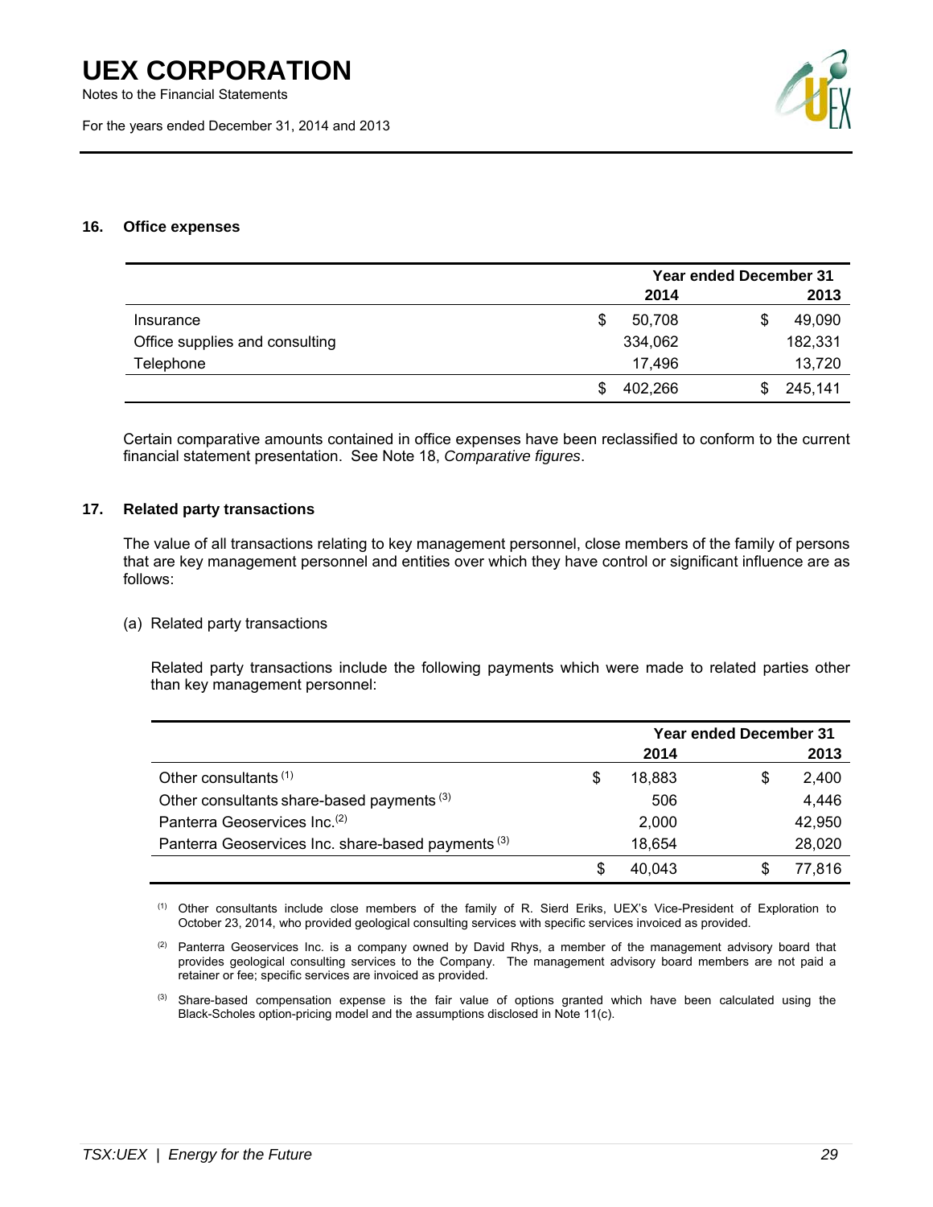## 16. Office expenses

| | Year ended December 31 | |
|---|---|---|
| | 2014 | 2013 |
| Insurance | $ 50,708 | $ 49,090 |
| Office supplies and consulting | 334,062 | 182,331 |
| Telephone | 17,496 | 13,720 |
| | $ 402,266 | $ 245,141 |

Certain comparative amounts contained in office expenses have been reclassified to conform to the current financial statement presentation. See Note 18, *Comparative figures*.

## 17. Related party transactions

The value of all transactions relating to key management personnel, close members of the family of persons that are key management personnel and entities over which they have control or significant influence are as follows:

(a) Related party transactions

Related party transactions include the following payments which were made to related parties other than key management personnel:

| | Year ended December 31 | |
|---|---|---|
| | 2014 | 2013 |
| Other consultants [(1)] | $ 18,883 | $ 2,400 |
| Other consultants share-based payments [(3)] | 506 | 4,446 |
| Panterra Geoservices Inc.[(2)] | 2,000 | 42,950 |
| Panterra Geoservices Inc. share-based payments [(3)] | 18,654 | 28,020 |
| | $ 40,043 | $ 77,816 |

[(1)] Other consultants include close members of the family of R. Sierd Eriks, UEX's Vice-President of Exploration to October 23, 2014, who provided geological consulting services with specific services invoiced as provided.

[(2)] Panterra Geoservices Inc. is a company owned by David Rhys, a member of the management advisory board that provides geological consulting services to the Company. The management advisory board members are not paid a retainer or fee; specific services are invoiced as provided.

[(3)] Share-based compensation expense is the fair value of options granted which have been calculated using the Black-Scholes option-pricing model and the assumptions disclosed in Note 11(c).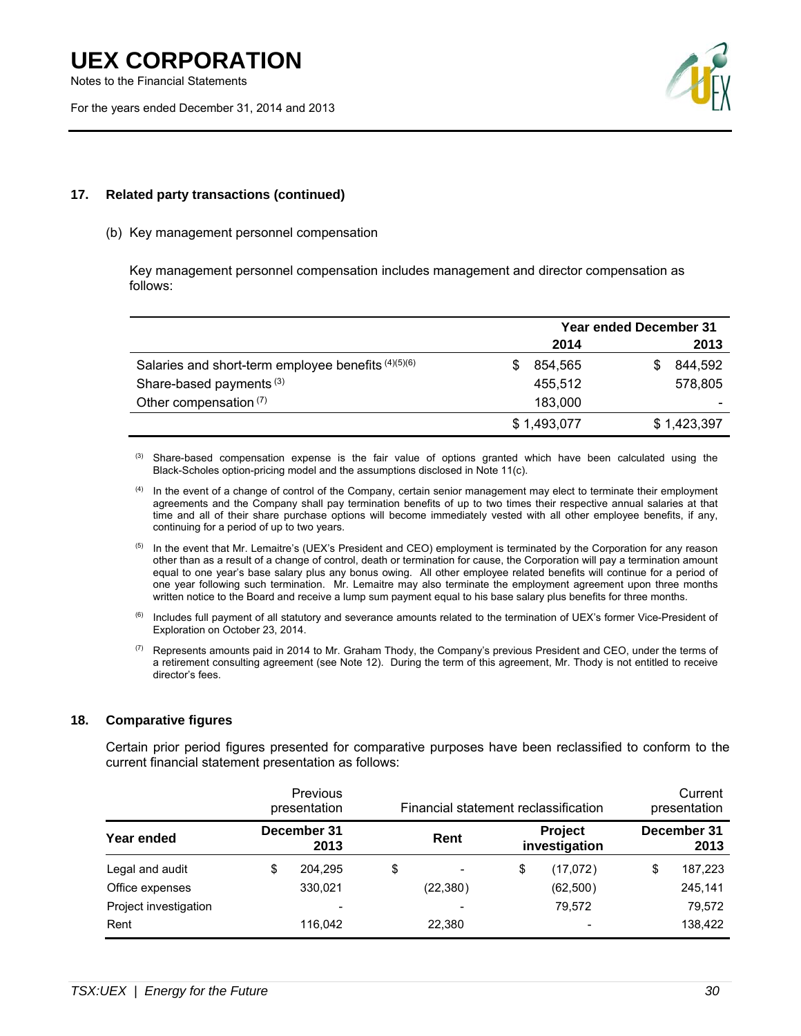### 17. Related party transactions (continued)

(b) Key management personnel compensation

Key management personnel compensation includes management and director compensation as follows:

| | Year ended December 31 | |
|---|---|---|
| | **2014** | **2013** |
| Salaries and short-term employee benefits [4][5][6] | $ 854,565 | $ 844,592 |
| Share-based payments [3] | 455,512 | 578,805 |
| Other compensation [7] | 183,000 | - |
| | $ 1,493,077 | $ 1,423,397 |

[3] Share-based compensation expense is the fair value of options granted which have been calculated using the Black-Scholes option-pricing model and the assumptions disclosed in Note 11(c).

[4] In the event of a change of control of the Company, certain senior management may elect to terminate their employment agreements and the Company shall pay termination benefits of up to two times their respective annual salaries at that time and all of their share purchase options will become immediately vested with all other employee benefits, if any, continuing for a period of up to two years.

[5] In the event that Mr. Lemaitre's (UEX's President and CEO) employment is terminated by the Corporation for any reason other than as a result of a change of control, death or termination for cause, the Corporation will pay a termination amount equal to one year's base salary plus any bonus owing. All other employee related benefits will continue for a period of one year following such termination. Mr. Lemaitre may also terminate the employment agreement upon three months written notice to the Board and receive a lump sum payment equal to his base salary plus benefits for three months.

[6] Includes full payment of all statutory and severance amounts related to the termination of UEX's former Vice-President of Exploration on October 23, 2014.

[7] Represents amounts paid in 2014 to Mr. Graham Thody, the Company's previous President and CEO, under the terms of a retirement consulting agreement (see Note 12). During the term of this agreement, Mr. Thody is not entitled to receive director's fees.

### 18. Comparative figures

Certain prior period figures presented for comparative purposes have been reclassified to conform to the current financial statement presentation as follows:

| | Previous presentation | Financial statement reclassification | | Current presentation |
|---|---|---|---|---|
| **Year ended** | **December 31 2013** | **Rent** | **Project investigation** | **December 31 2013** |
| Legal and audit | $ 204,295 | $ - | $ (17,072) | $ 187,223 |
| Office expenses | 330,021 | (22,380) | (62,500) | 245,141 |
| Project investigation | - | - | 79,572 | 79,572 |
| Rent | 116,042 | 22,380 | - | 138,422 |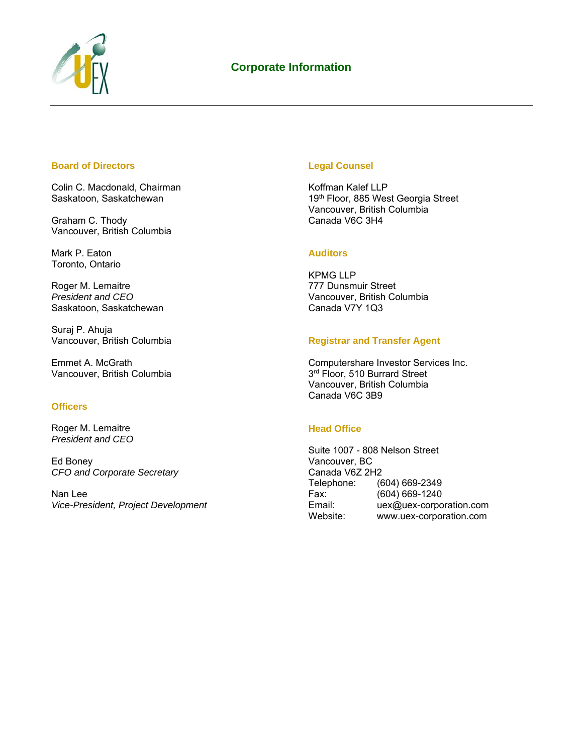# Corporate Information

## Board of Directors

Colin C. Macdonald, Chairman
Saskatoon, Saskatchewan

Graham C. Thody
Vancouver, British Columbia

Mark P. Eaton
Toronto, Ontario

Roger M. Lemaitre
*President and CEO*
Saskatoon, Saskatchewan

Suraj P. Ahuja
Vancouver, British Columbia

Emmet A. McGrath
Vancouver, British Columbia

## Officers

Roger M. Lemaitre
*President and CEO*

Ed Boney
*CFO and Corporate Secretary*

Nan Lee
*Vice-President, Project Development*

## Legal Counsel

Koffman Kalef LLP
19th Floor, 885 West Georgia Street
Vancouver, British Columbia
Canada V6C 3H4

## Auditors

KPMG LLP
777 Dunsmuir Street
Vancouver, British Columbia
Canada V7Y 1Q3

## Registrar and Transfer Agent

Computershare Investor Services Inc.
3rd Floor, 510 Burrard Street
Vancouver, British Columbia
Canada V6C 3B9

## Head Office

Suite 1007 - 808 Nelson Street
Vancouver, BC
Canada V6Z 2H2
Telephone: (604) 669-2349
Fax: (604) 669-1240
Email: uex@uex-corporation.com
Website: www.uex-corporation.com